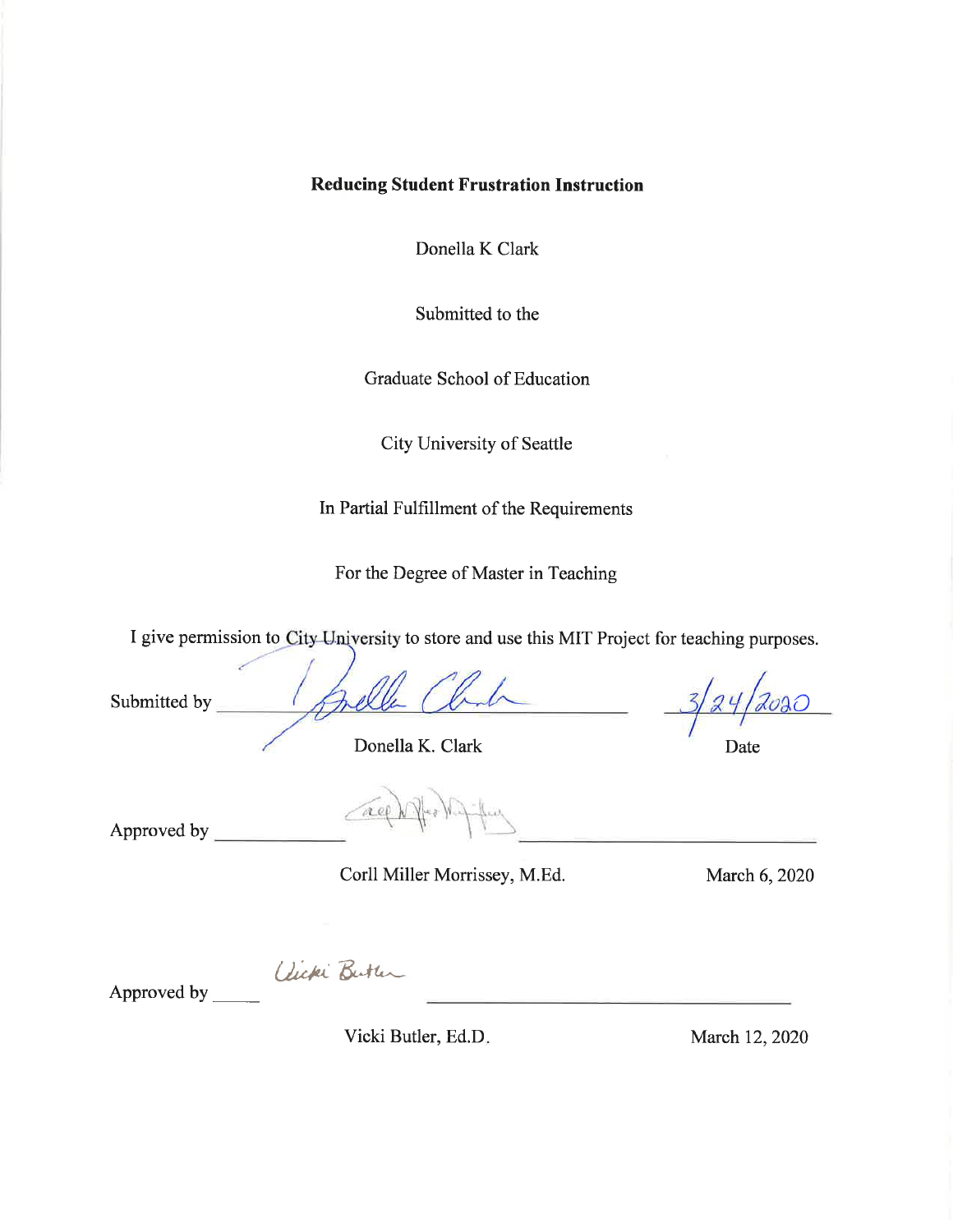**Reducing Student Frustration Instruction**

Donella K Clark

Submitted to the

Graduate School of Education

City University of Seattle

In Partial Fulfillment of the Requirements

For the Degree of Master in Teaching

I give permission to City University to store and use this MIT Project for teaching purposes.

Submitted by ______________________________ 3/24/2020

Donella K. Clark — Date

Approved by ______________________________

Corll Miller Morrissey, M.Ed. — March 6, 2020

Approved by ______________________________

Vicki Butler, Ed.D. — March 12, 2020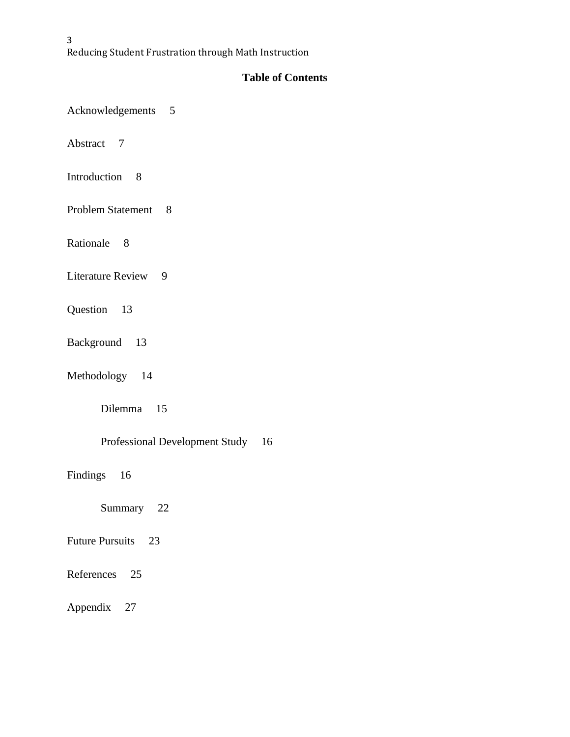## Table of Contents

Acknowledgements 5

Abstract 7

Introduction 8

Problem Statement 8

Rationale 8

Literature Review 9

Question 13

Background 13

Methodology 14

- Dilemma 15
- Professional Development Study 16

Findings 16

- Summary 22

Future Pursuits 23

References 25

Appendix 27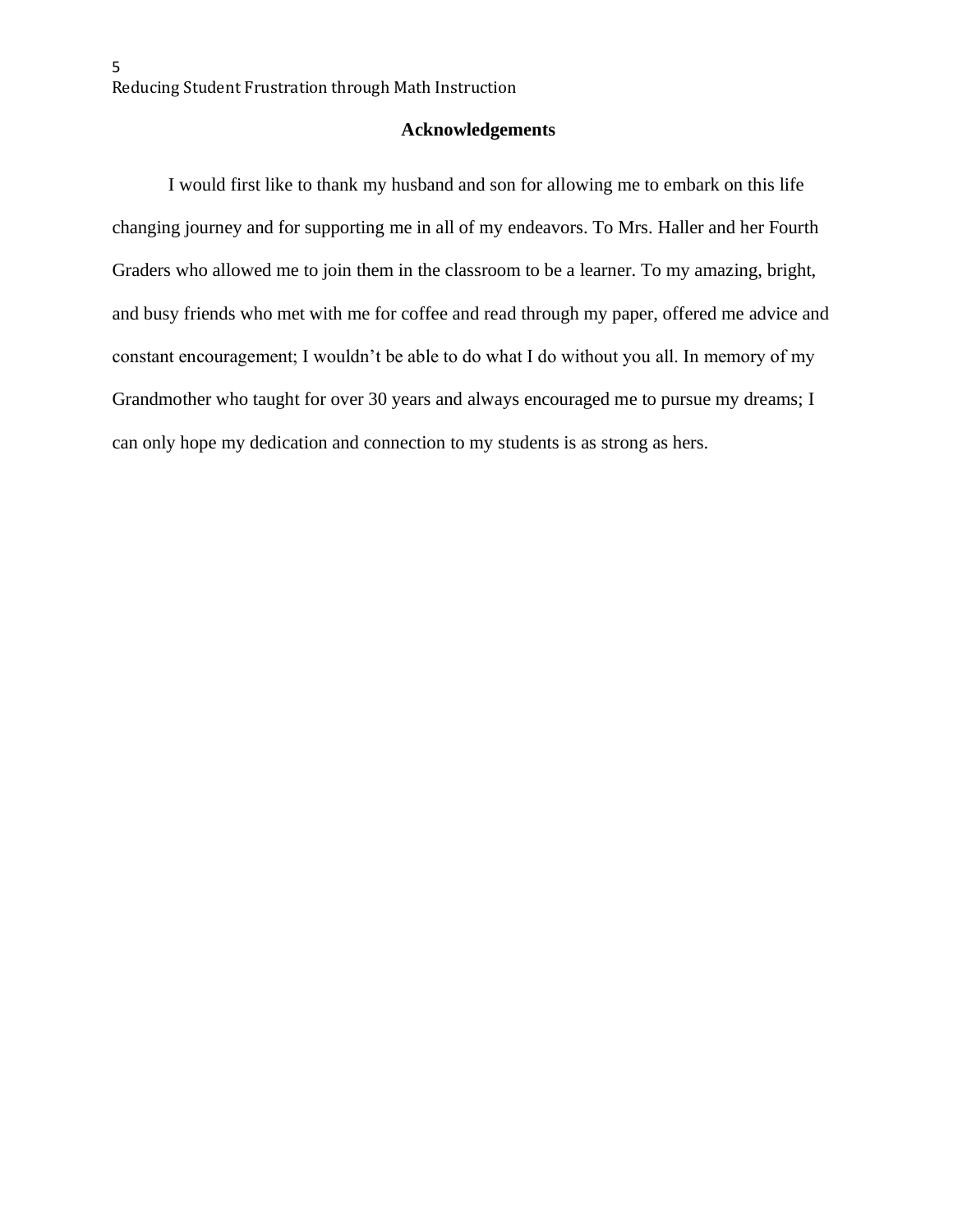## Acknowledgements

I would first like to thank my husband and son for allowing me to embark on this life changing journey and for supporting me in all of my endeavors. To Mrs. Haller and her Fourth Graders who allowed me to join them in the classroom to be a learner. To my amazing, bright, and busy friends who met with me for coffee and read through my paper, offered me advice and constant encouragement; I wouldn't be able to do what I do without you all. In memory of my Grandmother who taught for over 30 years and always encouraged me to pursue my dreams; I can only hope my dedication and connection to my students is as strong as hers.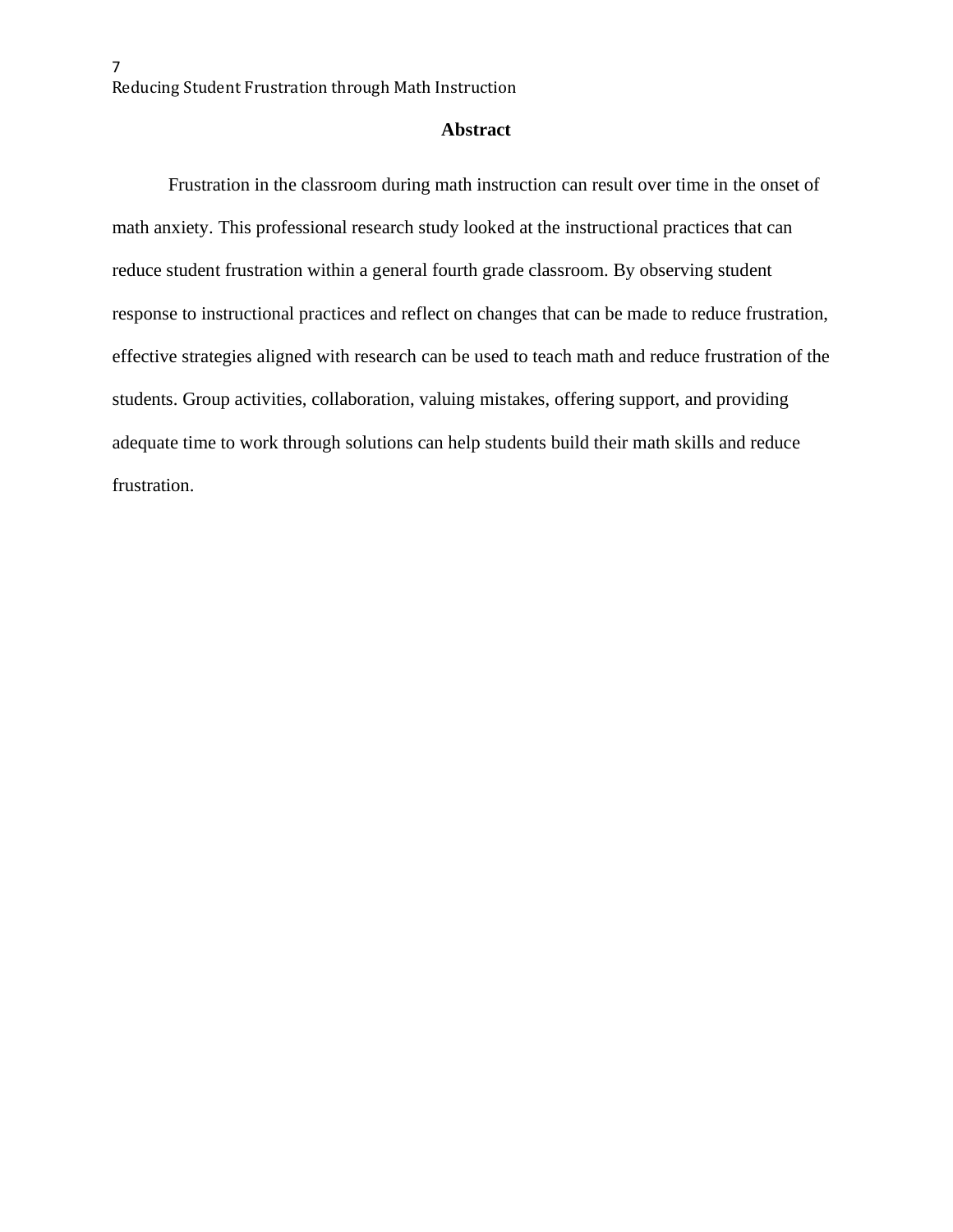## Abstract

Frustration in the classroom during math instruction can result over time in the onset of math anxiety. This professional research study looked at the instructional practices that can reduce student frustration within a general fourth grade classroom. By observing student response to instructional practices and reflect on changes that can be made to reduce frustration, effective strategies aligned with research can be used to teach math and reduce frustration of the students. Group activities, collaboration, valuing mistakes, offering support, and providing adequate time to work through solutions can help students build their math skills and reduce frustration.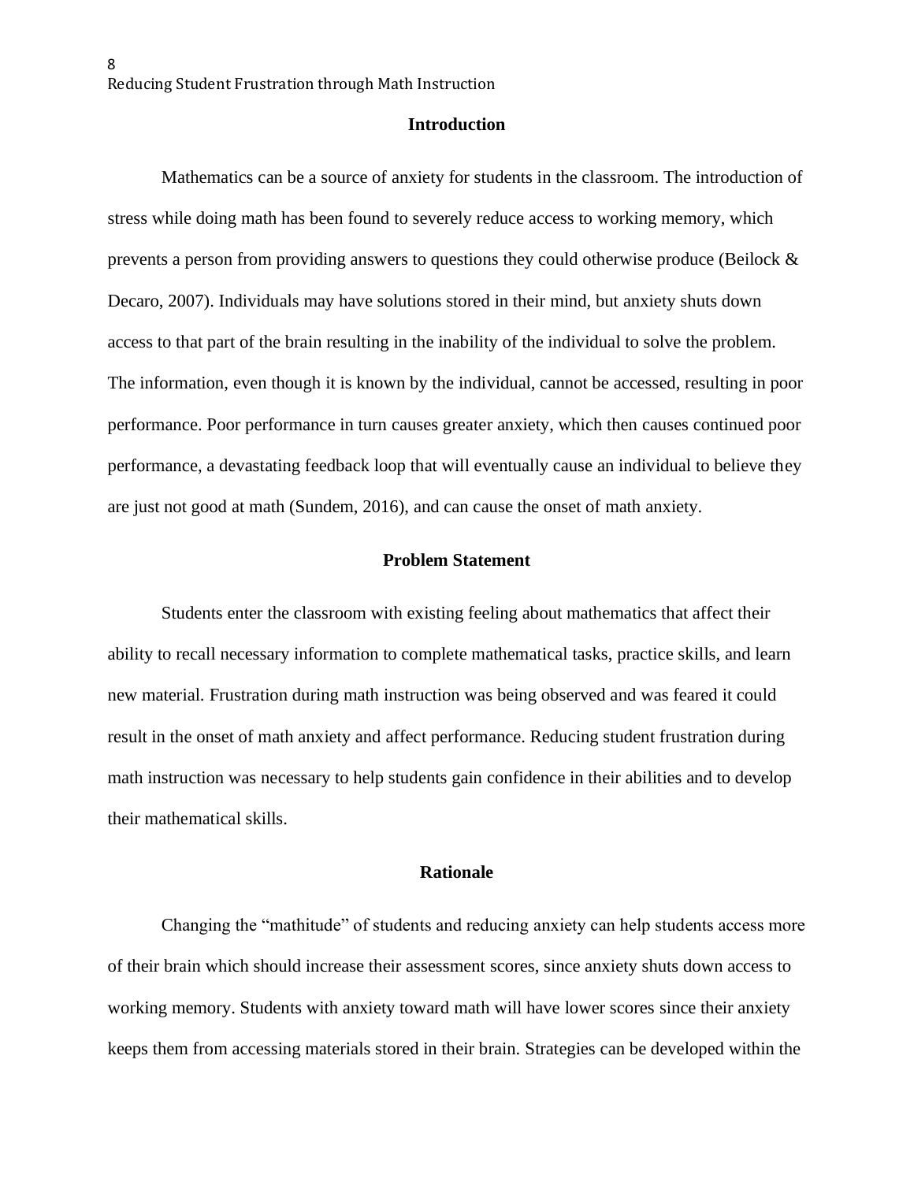## Introduction

Mathematics can be a source of anxiety for students in the classroom. The introduction of stress while doing math has been found to severely reduce access to working memory, which prevents a person from providing answers to questions they could otherwise produce (Beilock & Decaro, 2007). Individuals may have solutions stored in their mind, but anxiety shuts down access to that part of the brain resulting in the inability of the individual to solve the problem. The information, even though it is known by the individual, cannot be accessed, resulting in poor performance. Poor performance in turn causes greater anxiety, which then causes continued poor performance, a devastating feedback loop that will eventually cause an individual to believe they are just not good at math (Sundem, 2016), and can cause the onset of math anxiety.

## Problem Statement

Students enter the classroom with existing feeling about mathematics that affect their ability to recall necessary information to complete mathematical tasks, practice skills, and learn new material. Frustration during math instruction was being observed and was feared it could result in the onset of math anxiety and affect performance. Reducing student frustration during math instruction was necessary to help students gain confidence in their abilities and to develop their mathematical skills.

## Rationale

Changing the "mathitude" of students and reducing anxiety can help students access more of their brain which should increase their assessment scores, since anxiety shuts down access to working memory. Students with anxiety toward math will have lower scores since their anxiety keeps them from accessing materials stored in their brain. Strategies can be developed within the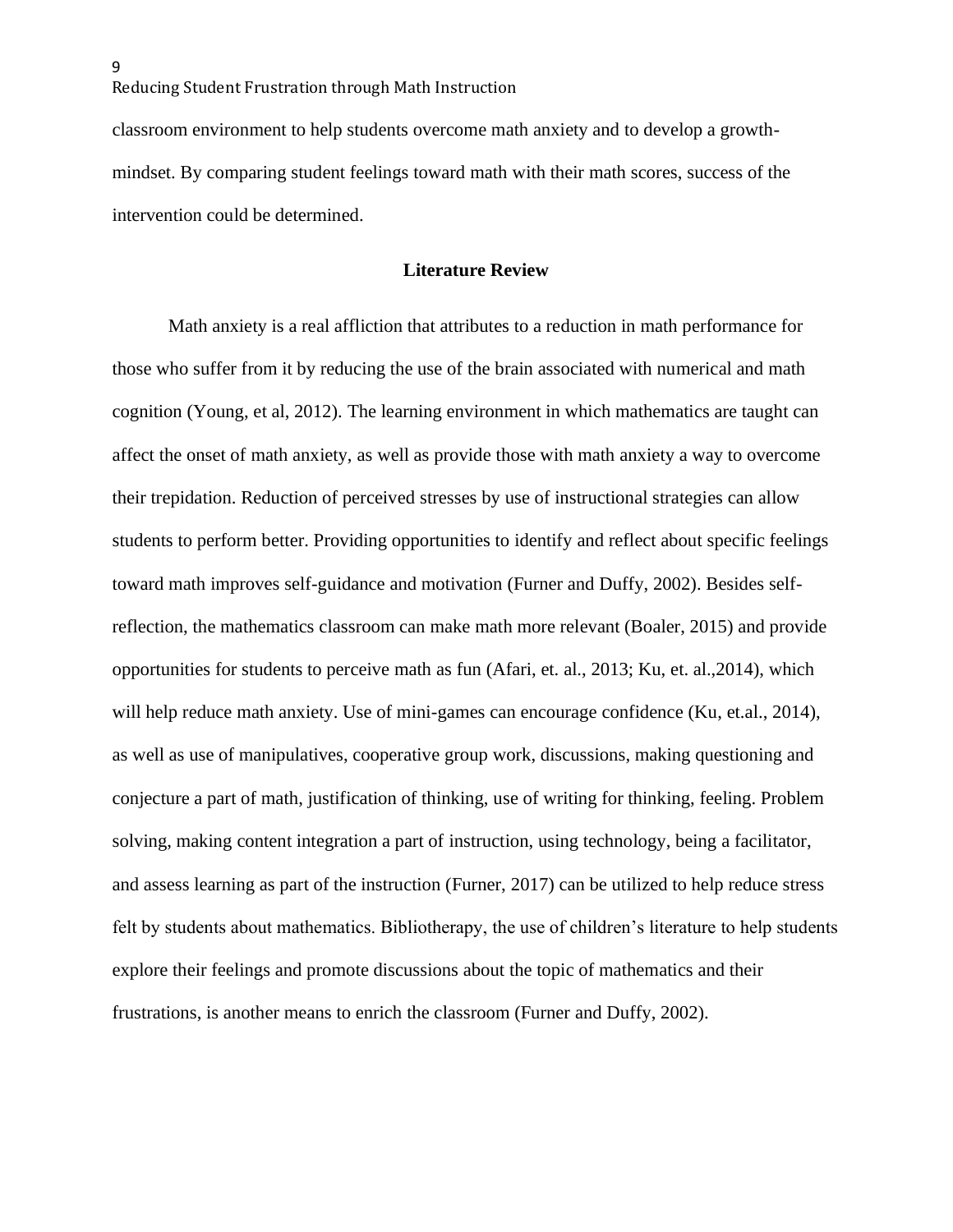classroom environment to help students overcome math anxiety and to develop a growth-mindset. By comparing student feelings toward math with their math scores, success of the intervention could be determined.

## Literature Review

Math anxiety is a real affliction that attributes to a reduction in math performance for those who suffer from it by reducing the use of the brain associated with numerical and math cognition (Young, et al, 2012). The learning environment in which mathematics are taught can affect the onset of math anxiety, as well as provide those with math anxiety a way to overcome their trepidation. Reduction of perceived stresses by use of instructional strategies can allow students to perform better. Providing opportunities to identify and reflect about specific feelings toward math improves self-guidance and motivation (Furner and Duffy, 2002). Besides self-reflection, the mathematics classroom can make math more relevant (Boaler, 2015) and provide opportunities for students to perceive math as fun (Afari, et. al., 2013; Ku, et. al.,2014), which will help reduce math anxiety. Use of mini-games can encourage confidence (Ku, et.al., 2014), as well as use of manipulatives, cooperative group work, discussions, making questioning and conjecture a part of math, justification of thinking, use of writing for thinking, feeling. Problem solving, making content integration a part of instruction, using technology, being a facilitator, and assess learning as part of the instruction (Furner, 2017) can be utilized to help reduce stress felt by students about mathematics. Bibliotherapy, the use of children's literature to help students explore their feelings and promote discussions about the topic of mathematics and their frustrations, is another means to enrich the classroom (Furner and Duffy, 2002).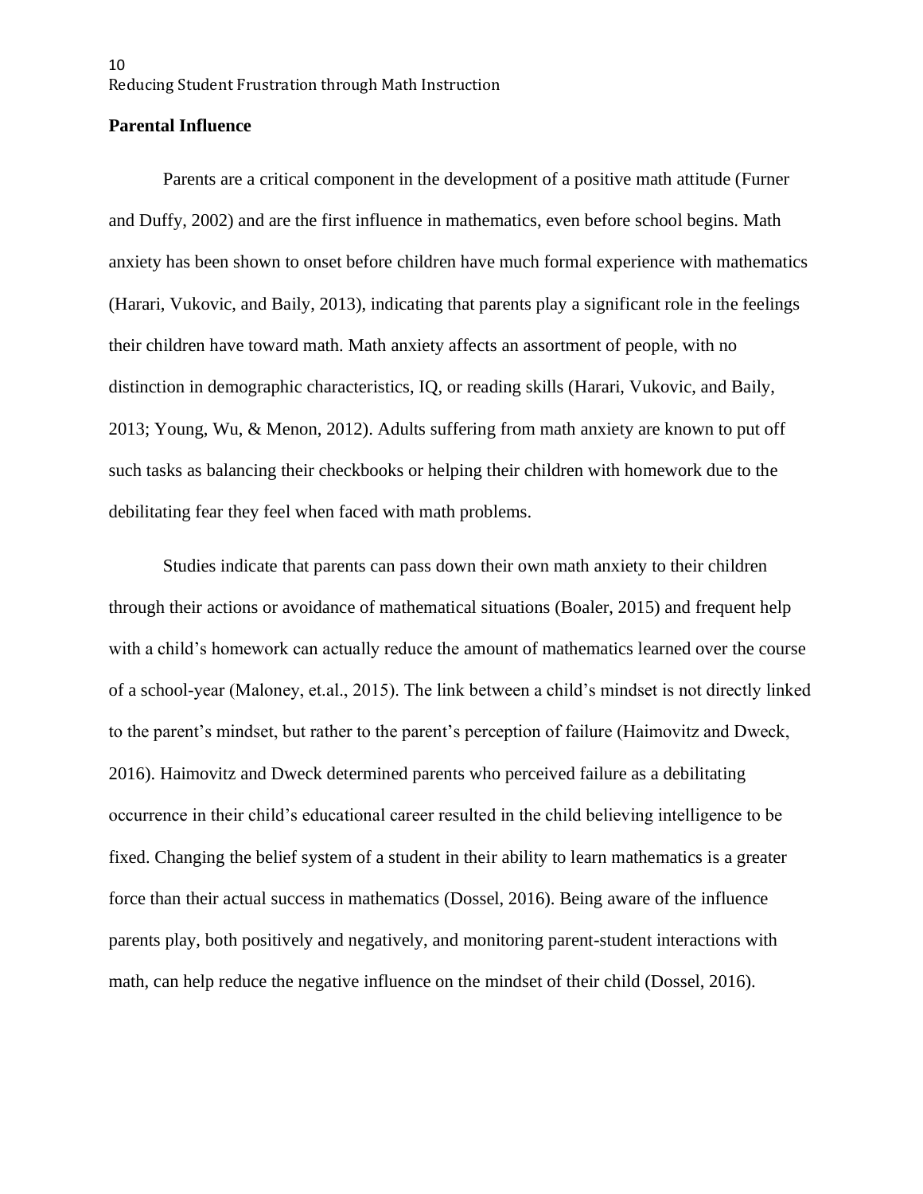**Parental Influence**

Parents are a critical component in the development of a positive math attitude (Furner and Duffy, 2002) and are the first influence in mathematics, even before school begins. Math anxiety has been shown to onset before children have much formal experience with mathematics (Harari, Vukovic, and Baily, 2013), indicating that parents play a significant role in the feelings their children have toward math. Math anxiety affects an assortment of people, with no distinction in demographic characteristics, IQ, or reading skills (Harari, Vukovic, and Baily, 2013; Young, Wu, & Menon, 2012). Adults suffering from math anxiety are known to put off such tasks as balancing their checkbooks or helping their children with homework due to the debilitating fear they feel when faced with math problems.

Studies indicate that parents can pass down their own math anxiety to their children through their actions or avoidance of mathematical situations (Boaler, 2015) and frequent help with a child's homework can actually reduce the amount of mathematics learned over the course of a school-year (Maloney, et.al., 2015). The link between a child's mindset is not directly linked to the parent's mindset, but rather to the parent's perception of failure (Haimovitz and Dweck, 2016). Haimovitz and Dweck determined parents who perceived failure as a debilitating occurrence in their child's educational career resulted in the child believing intelligence to be fixed. Changing the belief system of a student in their ability to learn mathematics is a greater force than their actual success in mathematics (Dossel, 2016). Being aware of the influence parents play, both positively and negatively, and monitoring parent-student interactions with math, can help reduce the negative influence on the mindset of their child (Dossel, 2016).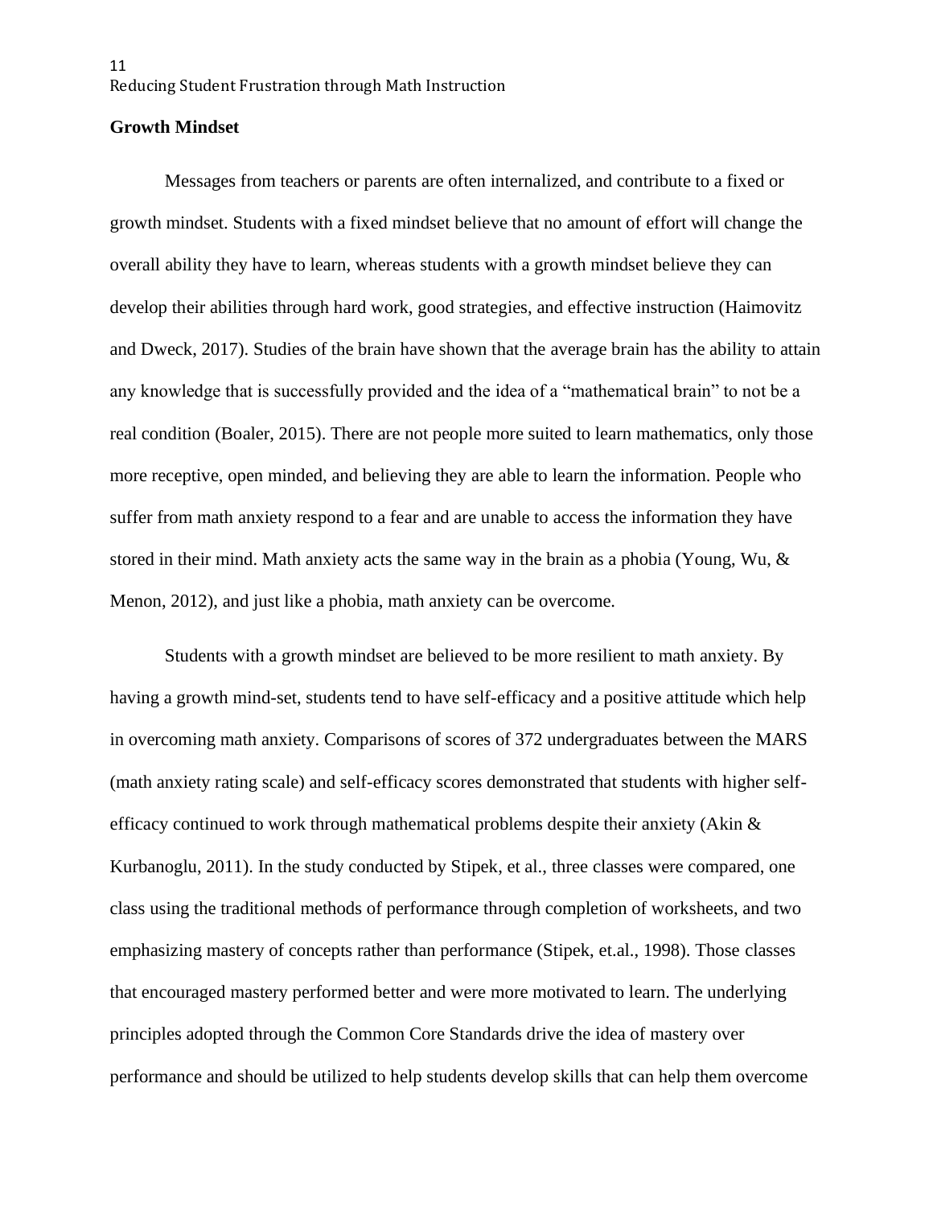**Growth Mindset**

Messages from teachers or parents are often internalized, and contribute to a fixed or growth mindset. Students with a fixed mindset believe that no amount of effort will change the overall ability they have to learn, whereas students with a growth mindset believe they can develop their abilities through hard work, good strategies, and effective instruction (Haimovitz and Dweck, 2017). Studies of the brain have shown that the average brain has the ability to attain any knowledge that is successfully provided and the idea of a "mathematical brain" to not be a real condition (Boaler, 2015). There are not people more suited to learn mathematics, only those more receptive, open minded, and believing they are able to learn the information. People who suffer from math anxiety respond to a fear and are unable to access the information they have stored in their mind. Math anxiety acts the same way in the brain as a phobia (Young, Wu, & Menon, 2012), and just like a phobia, math anxiety can be overcome.

Students with a growth mindset are believed to be more resilient to math anxiety. By having a growth mind-set, students tend to have self-efficacy and a positive attitude which help in overcoming math anxiety. Comparisons of scores of 372 undergraduates between the MARS (math anxiety rating scale) and self-efficacy scores demonstrated that students with higher self-efficacy continued to work through mathematical problems despite their anxiety (Akin & Kurbanoglu, 2011). In the study conducted by Stipek, et al., three classes were compared, one class using the traditional methods of performance through completion of worksheets, and two emphasizing mastery of concepts rather than performance (Stipek, et.al., 1998). Those classes that encouraged mastery performed better and were more motivated to learn. The underlying principles adopted through the Common Core Standards drive the idea of mastery over performance and should be utilized to help students develop skills that can help them overcome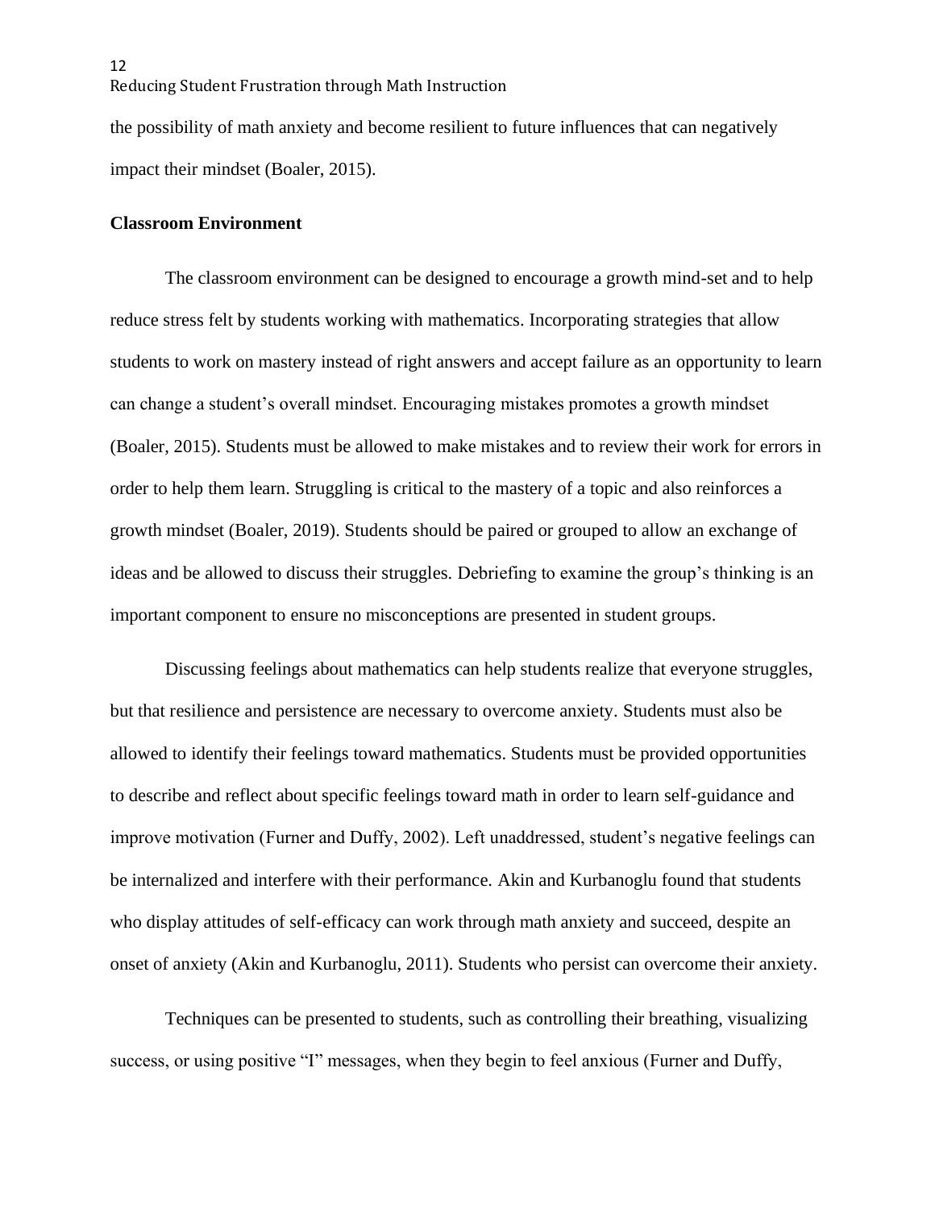the possibility of math anxiety and become resilient to future influences that can negatively impact their mindset (Boaler, 2015).

## Classroom Environment

The classroom environment can be designed to encourage a growth mind-set and to help reduce stress felt by students working with mathematics. Incorporating strategies that allow students to work on mastery instead of right answers and accept failure as an opportunity to learn can change a student's overall mindset. Encouraging mistakes promotes a growth mindset (Boaler, 2015). Students must be allowed to make mistakes and to review their work for errors in order to help them learn. Struggling is critical to the mastery of a topic and also reinforces a growth mindset (Boaler, 2019). Students should be paired or grouped to allow an exchange of ideas and be allowed to discuss their struggles. Debriefing to examine the group's thinking is an important component to ensure no misconceptions are presented in student groups.

Discussing feelings about mathematics can help students realize that everyone struggles, but that resilience and persistence are necessary to overcome anxiety. Students must also be allowed to identify their feelings toward mathematics. Students must be provided opportunities to describe and reflect about specific feelings toward math in order to learn self-guidance and improve motivation (Furner and Duffy, 2002). Left unaddressed, student's negative feelings can be internalized and interfere with their performance. Akin and Kurbanoglu found that students who display attitudes of self-efficacy can work through math anxiety and succeed, despite an onset of anxiety (Akin and Kurbanoglu, 2011). Students who persist can overcome their anxiety.

Techniques can be presented to students, such as controlling their breathing, visualizing success, or using positive "I" messages, when they begin to feel anxious (Furner and Duffy,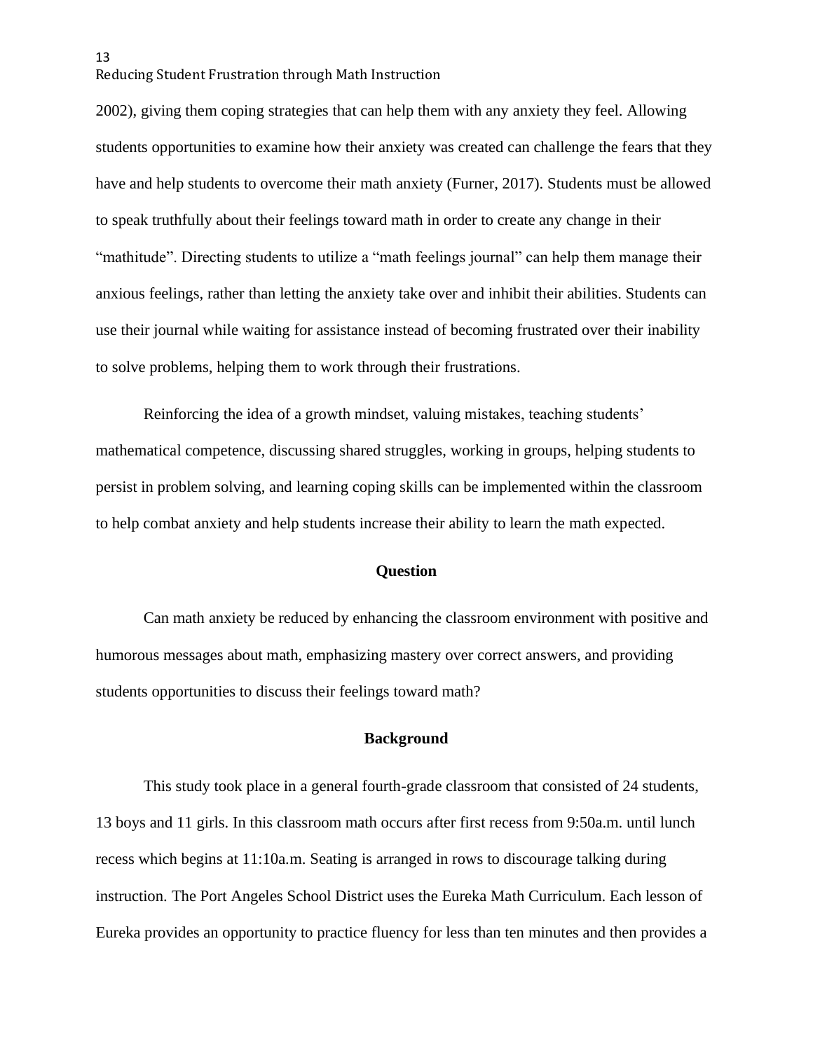2002), giving them coping strategies that can help them with any anxiety they feel. Allowing students opportunities to examine how their anxiety was created can challenge the fears that they have and help students to overcome their math anxiety (Furner, 2017). Students must be allowed to speak truthfully about their feelings toward math in order to create any change in their "mathitude". Directing students to utilize a "math feelings journal" can help them manage their anxious feelings, rather than letting the anxiety take over and inhibit their abilities. Students can use their journal while waiting for assistance instead of becoming frustrated over their inability to solve problems, helping them to work through their frustrations.

Reinforcing the idea of a growth mindset, valuing mistakes, teaching students' mathematical competence, discussing shared struggles, working in groups, helping students to persist in problem solving, and learning coping skills can be implemented within the classroom to help combat anxiety and help students increase their ability to learn the math expected.

## Question

Can math anxiety be reduced by enhancing the classroom environment with positive and humorous messages about math, emphasizing mastery over correct answers, and providing students opportunities to discuss their feelings toward math?

## Background

This study took place in a general fourth-grade classroom that consisted of 24 students, 13 boys and 11 girls. In this classroom math occurs after first recess from 9:50a.m. until lunch recess which begins at 11:10a.m. Seating is arranged in rows to discourage talking during instruction. The Port Angeles School District uses the Eureka Math Curriculum. Each lesson of Eureka provides an opportunity to practice fluency for less than ten minutes and then provides a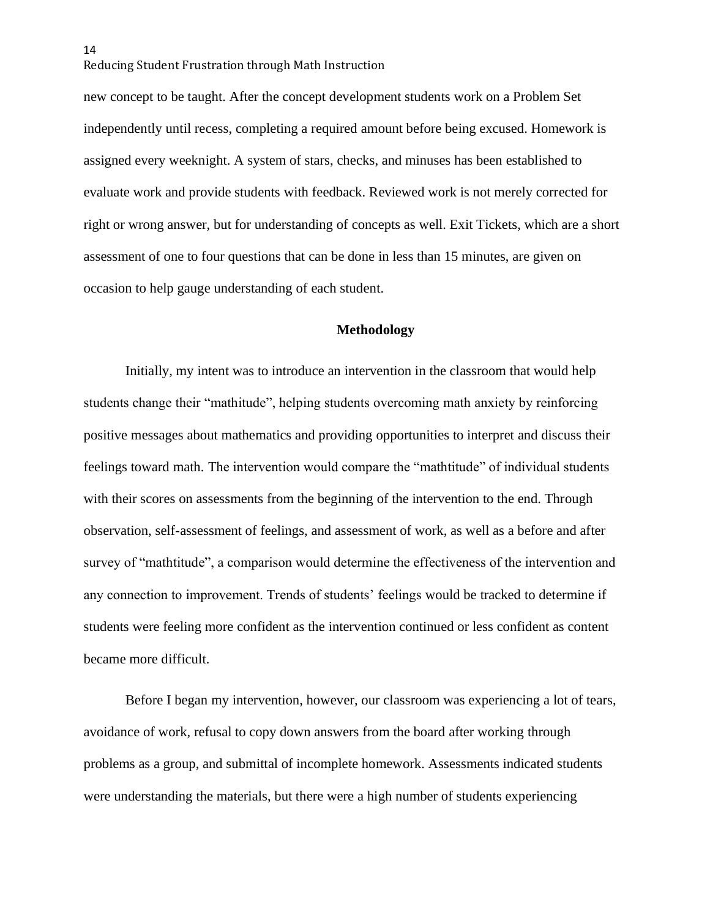new concept to be taught. After the concept development students work on a Problem Set independently until recess, completing a required amount before being excused. Homework is assigned every weeknight. A system of stars, checks, and minuses has been established to evaluate work and provide students with feedback. Reviewed work is not merely corrected for right or wrong answer, but for understanding of concepts as well. Exit Tickets, which are a short assessment of one to four questions that can be done in less than 15 minutes, are given on occasion to help gauge understanding of each student.

## Methodology

Initially, my intent was to introduce an intervention in the classroom that would help students change their "mathitude", helping students overcoming math anxiety by reinforcing positive messages about mathematics and providing opportunities to interpret and discuss their feelings toward math. The intervention would compare the "mathtitude" of individual students with their scores on assessments from the beginning of the intervention to the end. Through observation, self-assessment of feelings, and assessment of work, as well as a before and after survey of "mathtitude", a comparison would determine the effectiveness of the intervention and any connection to improvement. Trends of students' feelings would be tracked to determine if students were feeling more confident as the intervention continued or less confident as content became more difficult.

Before I began my intervention, however, our classroom was experiencing a lot of tears, avoidance of work, refusal to copy down answers from the board after working through problems as a group, and submittal of incomplete homework. Assessments indicated students were understanding the materials, but there were a high number of students experiencing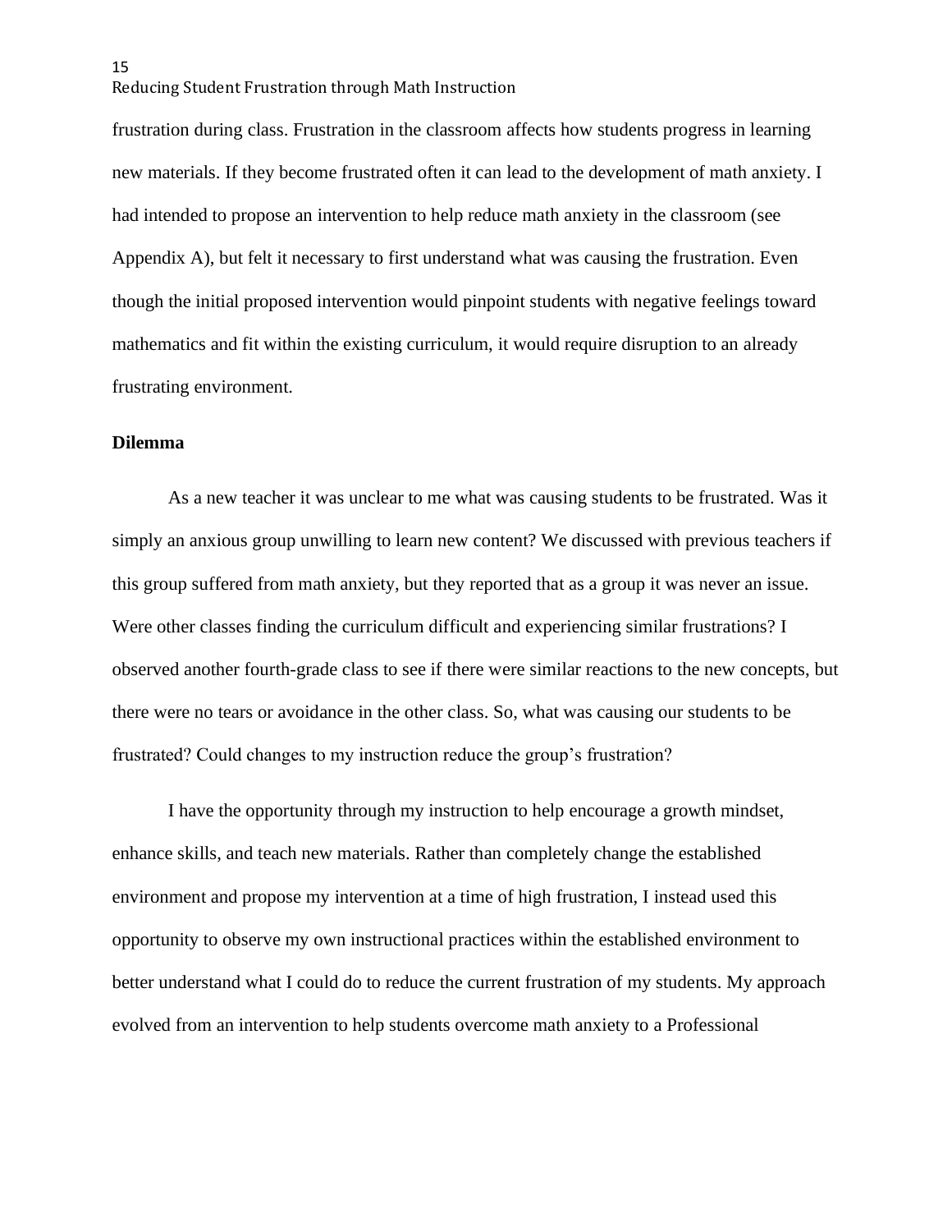frustration during class. Frustration in the classroom affects how students progress in learning new materials. If they become frustrated often it can lead to the development of math anxiety. I had intended to propose an intervention to help reduce math anxiety in the classroom (see Appendix A), but felt it necessary to first understand what was causing the frustration. Even though the initial proposed intervention would pinpoint students with negative feelings toward mathematics and fit within the existing curriculum, it would require disruption to an already frustrating environment.

## Dilemma

As a new teacher it was unclear to me what was causing students to be frustrated. Was it simply an anxious group unwilling to learn new content? We discussed with previous teachers if this group suffered from math anxiety, but they reported that as a group it was never an issue. Were other classes finding the curriculum difficult and experiencing similar frustrations? I observed another fourth-grade class to see if there were similar reactions to the new concepts, but there were no tears or avoidance in the other class. So, what was causing our students to be frustrated? Could changes to my instruction reduce the group's frustration?

I have the opportunity through my instruction to help encourage a growth mindset, enhance skills, and teach new materials. Rather than completely change the established environment and propose my intervention at a time of high frustration, I instead used this opportunity to observe my own instructional practices within the established environment to better understand what I could do to reduce the current frustration of my students. My approach evolved from an intervention to help students overcome math anxiety to a Professional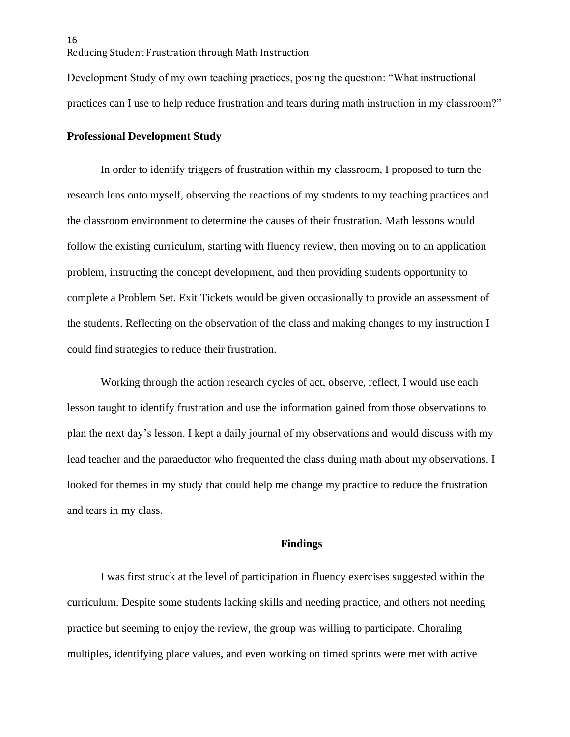Development Study of my own teaching practices, posing the question: “What instructional practices can I use to help reduce frustration and tears during math instruction in my classroom?”

**Professional Development Study**

In order to identify triggers of frustration within my classroom, I proposed to turn the research lens onto myself, observing the reactions of my students to my teaching practices and the classroom environment to determine the causes of their frustration. Math lessons would follow the existing curriculum, starting with fluency review, then moving on to an application problem, instructing the concept development, and then providing students opportunity to complete a Problem Set. Exit Tickets would be given occasionally to provide an assessment of the students. Reflecting on the observation of the class and making changes to my instruction I could find strategies to reduce their frustration.

Working through the action research cycles of act, observe, reflect, I would use each lesson taught to identify frustration and use the information gained from those observations to plan the next day’s lesson. I kept a daily journal of my observations and would discuss with my lead teacher and the paraeductor who frequented the class during math about my observations. I looked for themes in my study that could help me change my practice to reduce the frustration and tears in my class.

## Findings

I was first struck at the level of participation in fluency exercises suggested within the curriculum. Despite some students lacking skills and needing practice, and others not needing practice but seeming to enjoy the review, the group was willing to participate. Choraling multiples, identifying place values, and even working on timed sprints were met with active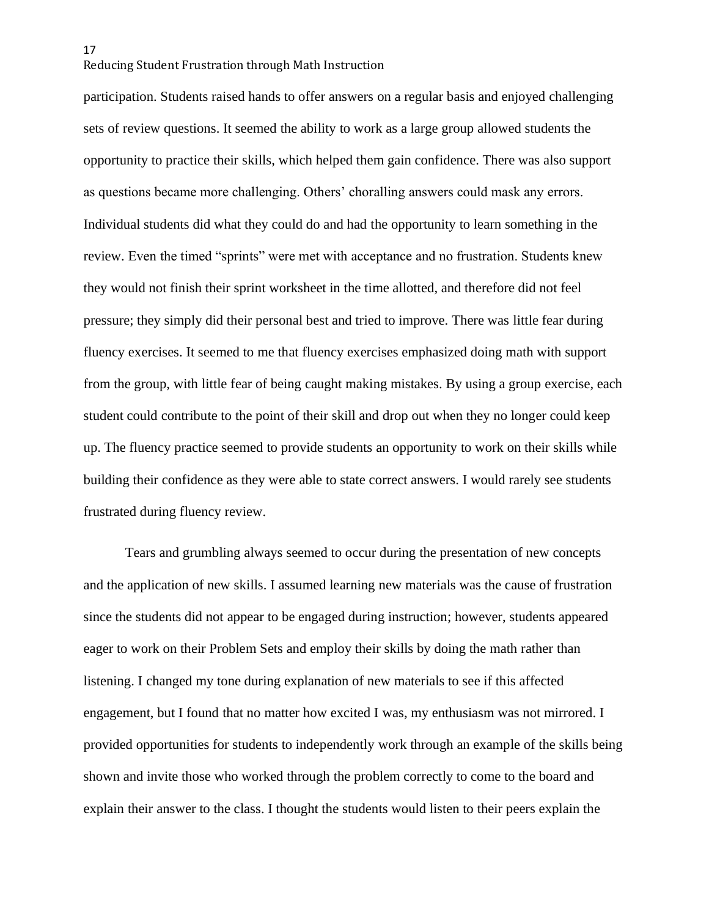participation. Students raised hands to offer answers on a regular basis and enjoyed challenging sets of review questions. It seemed the ability to work as a large group allowed students the opportunity to practice their skills, which helped them gain confidence. There was also support as questions became more challenging. Others' choralling answers could mask any errors. Individual students did what they could do and had the opportunity to learn something in the review. Even the timed "sprints" were met with acceptance and no frustration. Students knew they would not finish their sprint worksheet in the time allotted, and therefore did not feel pressure; they simply did their personal best and tried to improve. There was little fear during fluency exercises. It seemed to me that fluency exercises emphasized doing math with support from the group, with little fear of being caught making mistakes. By using a group exercise, each student could contribute to the point of their skill and drop out when they no longer could keep up. The fluency practice seemed to provide students an opportunity to work on their skills while building their confidence as they were able to state correct answers. I would rarely see students frustrated during fluency review.

Tears and grumbling always seemed to occur during the presentation of new concepts and the application of new skills. I assumed learning new materials was the cause of frustration since the students did not appear to be engaged during instruction; however, students appeared eager to work on their Problem Sets and employ their skills by doing the math rather than listening. I changed my tone during explanation of new materials to see if this affected engagement, but I found that no matter how excited I was, my enthusiasm was not mirrored. I provided opportunities for students to independently work through an example of the skills being shown and invite those who worked through the problem correctly to come to the board and explain their answer to the class. I thought the students would listen to their peers explain the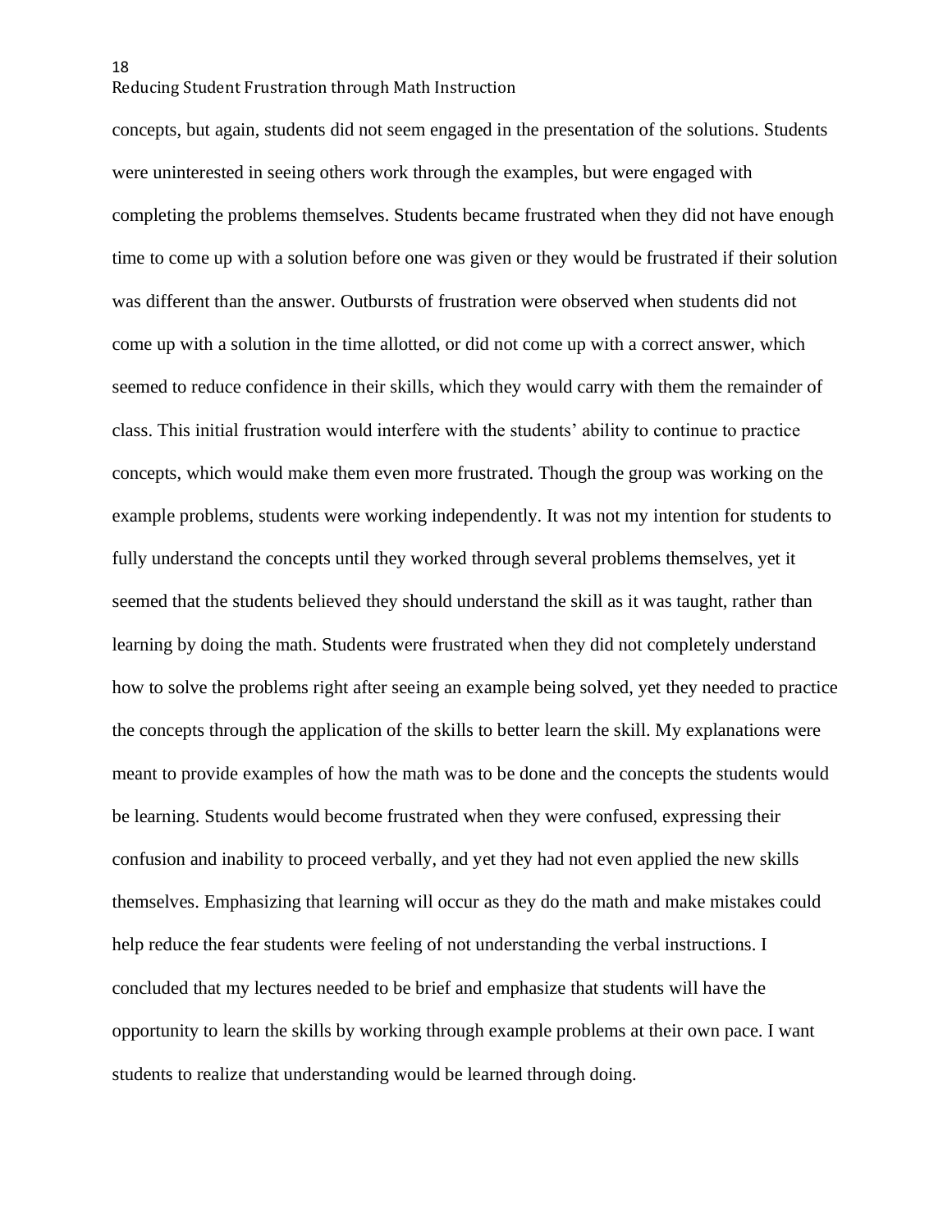concepts, but again, students did not seem engaged in the presentation of the solutions. Students were uninterested in seeing others work through the examples, but were engaged with completing the problems themselves. Students became frustrated when they did not have enough time to come up with a solution before one was given or they would be frustrated if their solution was different than the answer. Outbursts of frustration were observed when students did not come up with a solution in the time allotted, or did not come up with a correct answer, which seemed to reduce confidence in their skills, which they would carry with them the remainder of class. This initial frustration would interfere with the students' ability to continue to practice concepts, which would make them even more frustrated. Though the group was working on the example problems, students were working independently. It was not my intention for students to fully understand the concepts until they worked through several problems themselves, yet it seemed that the students believed they should understand the skill as it was taught, rather than learning by doing the math. Students were frustrated when they did not completely understand how to solve the problems right after seeing an example being solved, yet they needed to practice the concepts through the application of the skills to better learn the skill. My explanations were meant to provide examples of how the math was to be done and the concepts the students would be learning. Students would become frustrated when they were confused, expressing their confusion and inability to proceed verbally, and yet they had not even applied the new skills themselves. Emphasizing that learning will occur as they do the math and make mistakes could help reduce the fear students were feeling of not understanding the verbal instructions. I concluded that my lectures needed to be brief and emphasize that students will have the opportunity to learn the skills by working through example problems at their own pace. I want students to realize that understanding would be learned through doing.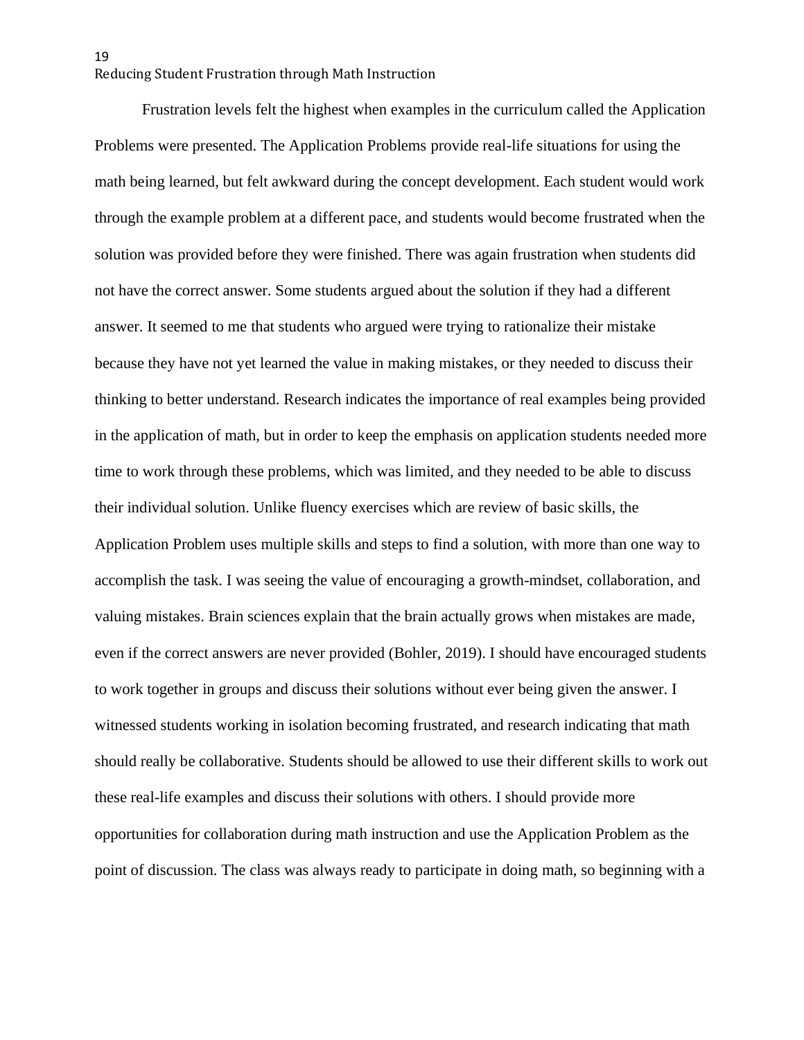Frustration levels felt the highest when examples in the curriculum called the Application Problems were presented. The Application Problems provide real-life situations for using the math being learned, but felt awkward during the concept development. Each student would work through the example problem at a different pace, and students would become frustrated when the solution was provided before they were finished. There was again frustration when students did not have the correct answer. Some students argued about the solution if they had a different answer. It seemed to me that students who argued were trying to rationalize their mistake because they have not yet learned the value in making mistakes, or they needed to discuss their thinking to better understand. Research indicates the importance of real examples being provided in the application of math, but in order to keep the emphasis on application students needed more time to work through these problems, which was limited, and they needed to be able to discuss their individual solution. Unlike fluency exercises which are review of basic skills, the Application Problem uses multiple skills and steps to find a solution, with more than one way to accomplish the task. I was seeing the value of encouraging a growth-mindset, collaboration, and valuing mistakes. Brain sciences explain that the brain actually grows when mistakes are made, even if the correct answers are never provided (Bohler, 2019). I should have encouraged students to work together in groups and discuss their solutions without ever being given the answer. I witnessed students working in isolation becoming frustrated, and research indicating that math should really be collaborative. Students should be allowed to use their different skills to work out these real-life examples and discuss their solutions with others. I should provide more opportunities for collaboration during math instruction and use the Application Problem as the point of discussion. The class was always ready to participate in doing math, so beginning with a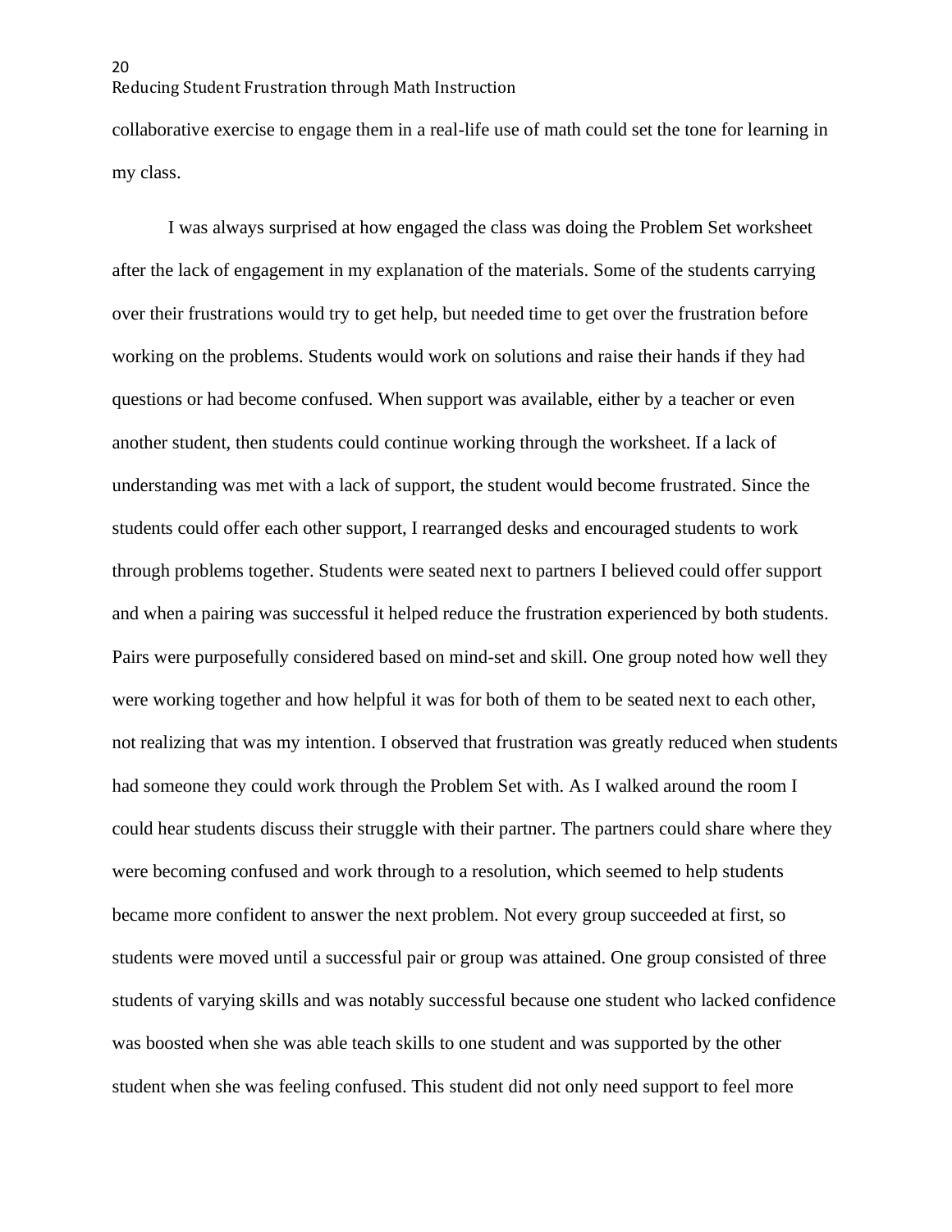collaborative exercise to engage them in a real-life use of math could set the tone for learning in my class.

I was always surprised at how engaged the class was doing the Problem Set worksheet after the lack of engagement in my explanation of the materials. Some of the students carrying over their frustrations would try to get help, but needed time to get over the frustration before working on the problems. Students would work on solutions and raise their hands if they had questions or had become confused. When support was available, either by a teacher or even another student, then students could continue working through the worksheet. If a lack of understanding was met with a lack of support, the student would become frustrated. Since the students could offer each other support, I rearranged desks and encouraged students to work through problems together. Students were seated next to partners I believed could offer support and when a pairing was successful it helped reduce the frustration experienced by both students. Pairs were purposefully considered based on mind-set and skill. One group noted how well they were working together and how helpful it was for both of them to be seated next to each other, not realizing that was my intention. I observed that frustration was greatly reduced when students had someone they could work through the Problem Set with. As I walked around the room I could hear students discuss their struggle with their partner. The partners could share where they were becoming confused and work through to a resolution, which seemed to help students became more confident to answer the next problem. Not every group succeeded at first, so students were moved until a successful pair or group was attained. One group consisted of three students of varying skills and was notably successful because one student who lacked confidence was boosted when she was able teach skills to one student and was supported by the other student when she was feeling confused. This student did not only need support to feel more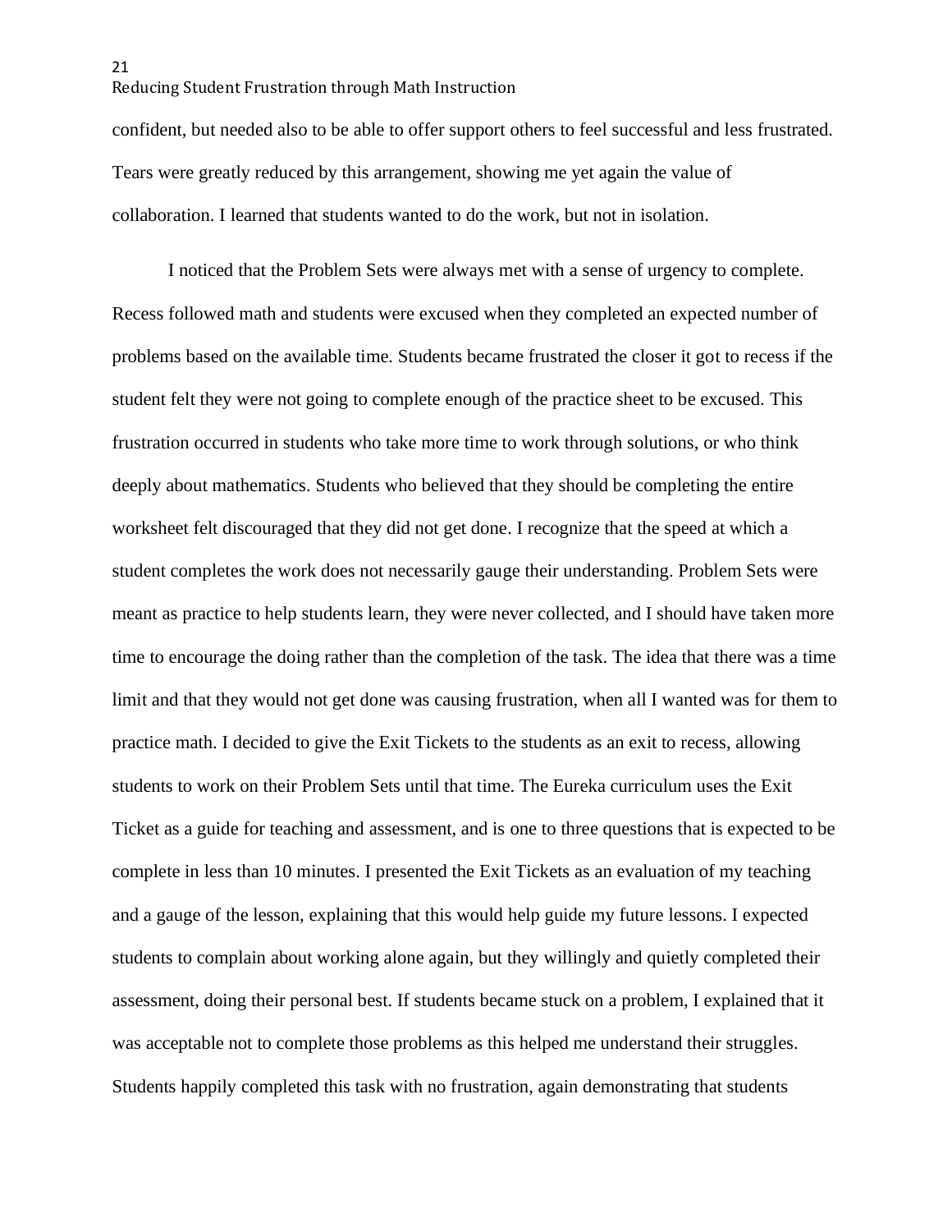confident, but needed also to be able to offer support others to feel successful and less frustrated. Tears were greatly reduced by this arrangement, showing me yet again the value of collaboration. I learned that students wanted to do the work, but not in isolation.

I noticed that the Problem Sets were always met with a sense of urgency to complete. Recess followed math and students were excused when they completed an expected number of problems based on the available time. Students became frustrated the closer it got to recess if the student felt they were not going to complete enough of the practice sheet to be excused. This frustration occurred in students who take more time to work through solutions, or who think deeply about mathematics. Students who believed that they should be completing the entire worksheet felt discouraged that they did not get done. I recognize that the speed at which a student completes the work does not necessarily gauge their understanding. Problem Sets were meant as practice to help students learn, they were never collected, and I should have taken more time to encourage the doing rather than the completion of the task. The idea that there was a time limit and that they would not get done was causing frustration, when all I wanted was for them to practice math. I decided to give the Exit Tickets to the students as an exit to recess, allowing students to work on their Problem Sets until that time. The Eureka curriculum uses the Exit Ticket as a guide for teaching and assessment, and is one to three questions that is expected to be complete in less than 10 minutes. I presented the Exit Tickets as an evaluation of my teaching and a gauge of the lesson, explaining that this would help guide my future lessons. I expected students to complain about working alone again, but they willingly and quietly completed their assessment, doing their personal best. If students became stuck on a problem, I explained that it was acceptable not to complete those problems as this helped me understand their struggles. Students happily completed this task with no frustration, again demonstrating that students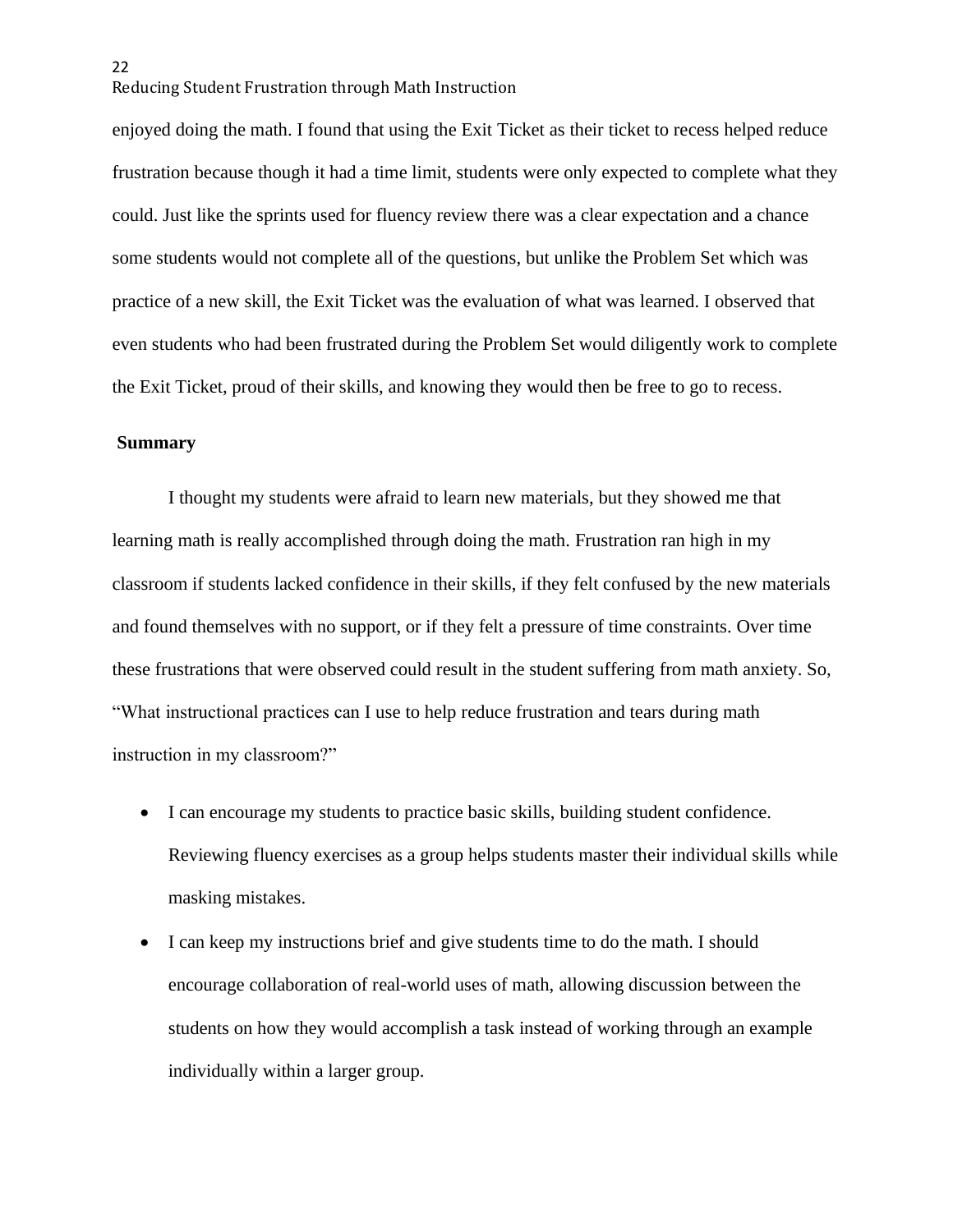enjoyed doing the math. I found that using the Exit Ticket as their ticket to recess helped reduce frustration because though it had a time limit, students were only expected to complete what they could. Just like the sprints used for fluency review there was a clear expectation and a chance some students would not complete all of the questions, but unlike the Problem Set which was practice of a new skill, the Exit Ticket was the evaluation of what was learned. I observed that even students who had been frustrated during the Problem Set would diligently work to complete the Exit Ticket, proud of their skills, and knowing they would then be free to go to recess.

**Summary**

I thought my students were afraid to learn new materials, but they showed me that learning math is really accomplished through doing the math. Frustration ran high in my classroom if students lacked confidence in their skills, if they felt confused by the new materials and found themselves with no support, or if they felt a pressure of time constraints. Over time these frustrations that were observed could result in the student suffering from math anxiety. So, "What instructional practices can I use to help reduce frustration and tears during math instruction in my classroom?"

- I can encourage my students to practice basic skills, building student confidence. Reviewing fluency exercises as a group helps students master their individual skills while masking mistakes.
- I can keep my instructions brief and give students time to do the math. I should encourage collaboration of real-world uses of math, allowing discussion between the students on how they would accomplish a task instead of working through an example individually within a larger group.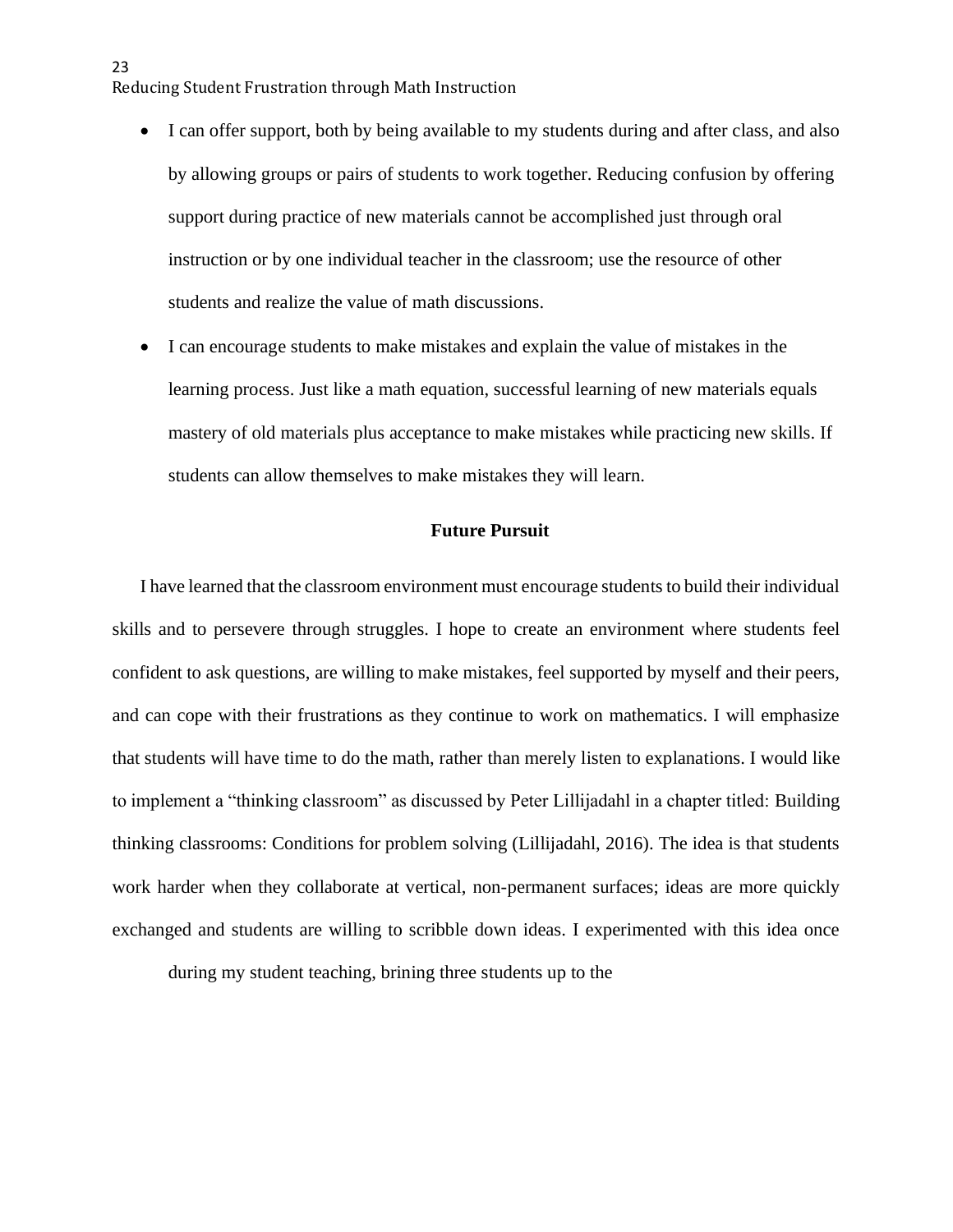- I can offer support, both by being available to my students during and after class, and also by allowing groups or pairs of students to work together. Reducing confusion by offering support during practice of new materials cannot be accomplished just through oral instruction or by one individual teacher in the classroom; use the resource of other students and realize the value of math discussions.
- I can encourage students to make mistakes and explain the value of mistakes in the learning process. Just like a math equation, successful learning of new materials equals mastery of old materials plus acceptance to make mistakes while practicing new skills. If students can allow themselves to make mistakes they will learn.

## Future Pursuit

I have learned that the classroom environment must encourage students to build their individual skills and to persevere through struggles. I hope to create an environment where students feel confident to ask questions, are willing to make mistakes, feel supported by myself and their peers, and can cope with their frustrations as they continue to work on mathematics. I will emphasize that students will have time to do the math, rather than merely listen to explanations. I would like to implement a "thinking classroom" as discussed by Peter Lillijadahl in a chapter titled: Building thinking classrooms: Conditions for problem solving (Lillijadahl, 2016). The idea is that students work harder when they collaborate at vertical, non-permanent surfaces; ideas are more quickly exchanged and students are willing to scribble down ideas. I experimented with this idea once during my student teaching, brining three students up to the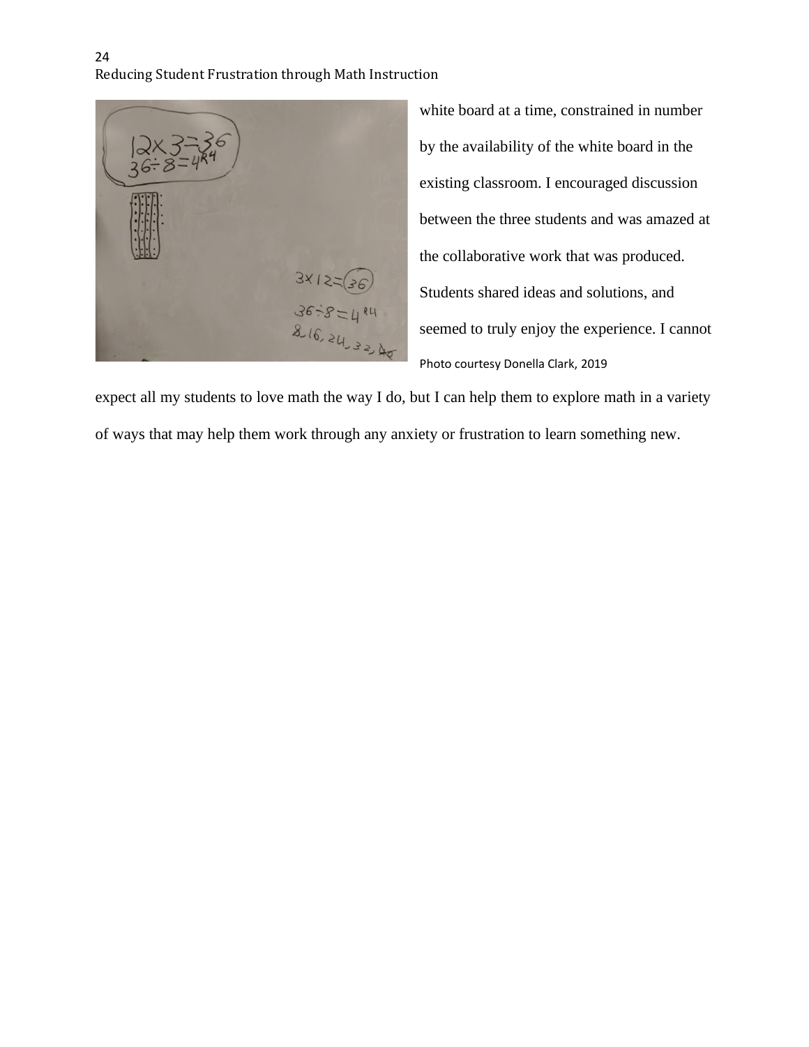white board at a time, constrained in number by the availability of the white board in the existing classroom. I encouraged discussion between the three students and was amazed at the collaborative work that was produced. Students shared ideas and solutions, and seemed to truly enjoy the experience. I cannot expect all my students to love math the way I do, but I can help them to explore math in a variety of ways that may help them work through any anxiety or frustration to learn something new.

Photo courtesy Donella Clark, 2019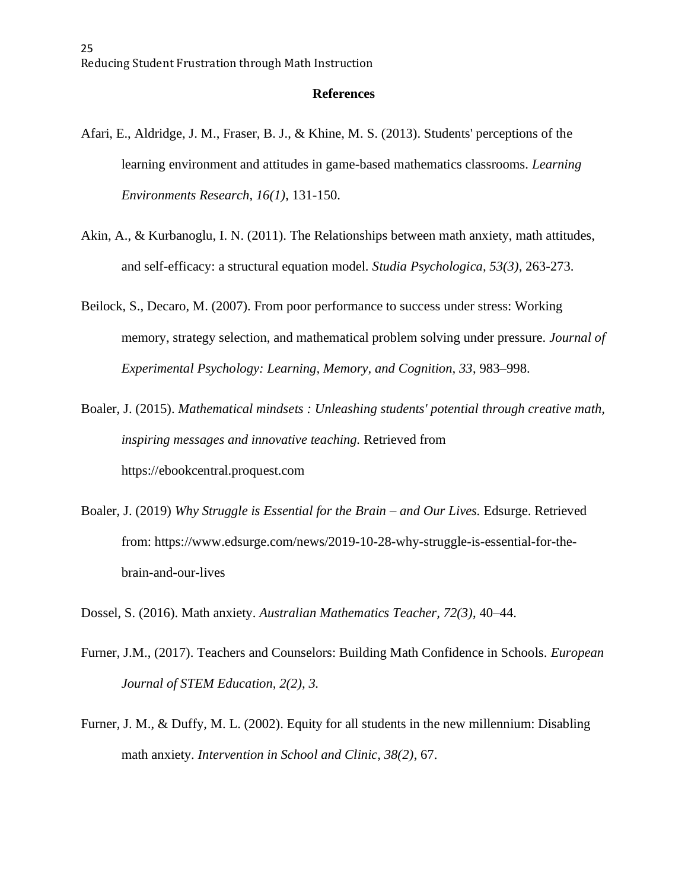**References**

Afari, E., Aldridge, J. M., Fraser, B. J., & Khine, M. S. (2013). Students' perceptions of the learning environment and attitudes in game-based mathematics classrooms. *Learning Environments Research, 16(1),* 131-150.

Akin, A., & Kurbanoglu, I. N. (2011). The Relationships between math anxiety, math attitudes, and self-efficacy: a structural equation model. *Studia Psychologica, 53(3)*, 263-273.

Beilock, S., Decaro, M. (2007). From poor performance to success under stress: Working memory, strategy selection, and mathematical problem solving under pressure. *Journal of Experimental Psychology: Learning, Memory, and Cognition, 33*, 983–998.

Boaler, J. (2015). *Mathematical mindsets : Unleashing students' potential through creative math, inspiring messages and innovative teaching.* Retrieved from https://ebookcentral.proquest.com

Boaler, J. (2019) *Why Struggle is Essential for the Brain – and Our Lives.* Edsurge. Retrieved from: https://www.edsurge.com/news/2019-10-28-why-struggle-is-essential-for-the-brain-and-our-lives

Dossel, S. (2016). Math anxiety. *Australian Mathematics Teacher, 72(3)*, 40–44.

Furner, J.M., (2017). Teachers and Counselors: Building Math Confidence in Schools. *European Journal of STEM Education, 2(2), 3.*

Furner, J. M., & Duffy, M. L. (2002). Equity for all students in the new millennium: Disabling math anxiety. *Intervention in School and Clinic, 38(2)*, 67.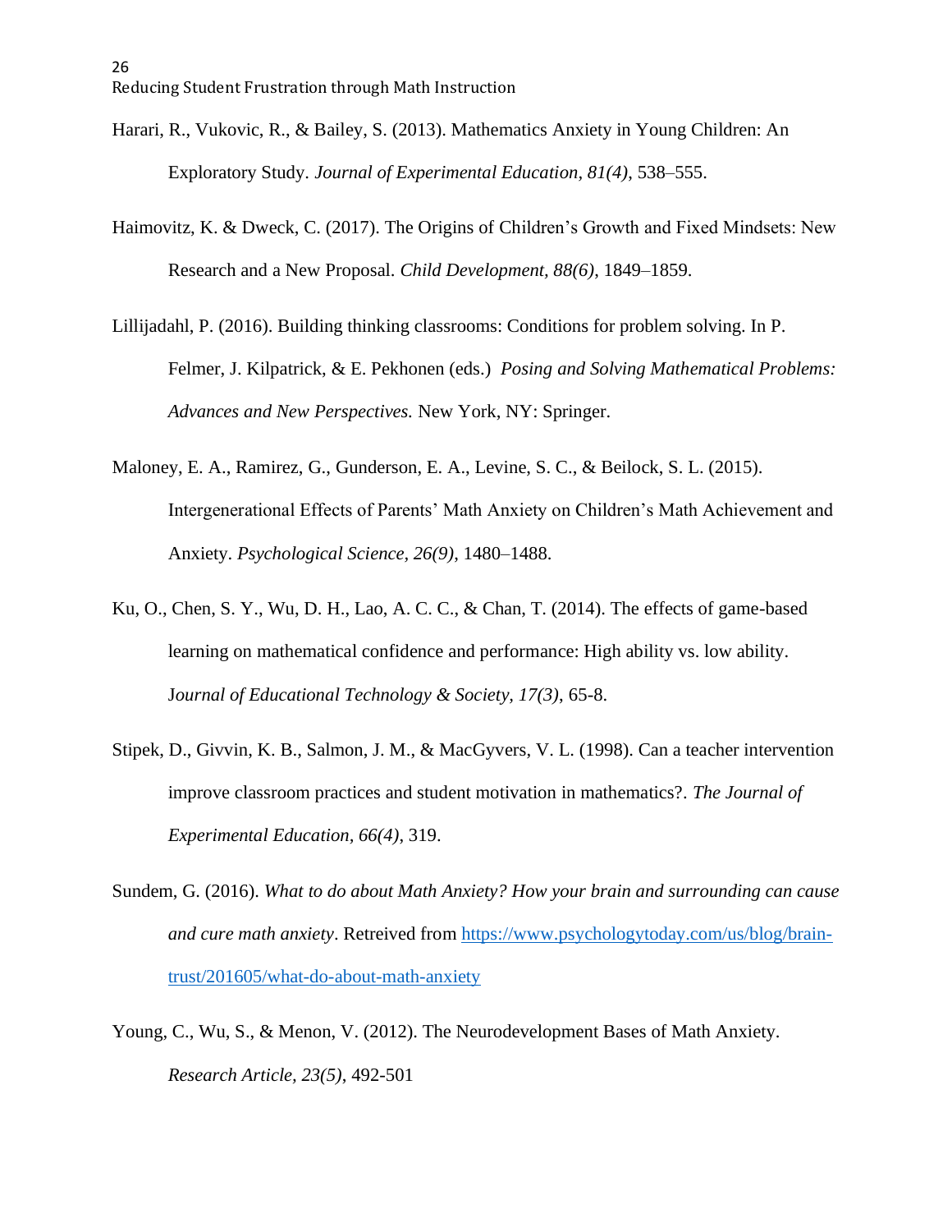Harari, R., Vukovic, R., & Bailey, S. (2013). Mathematics Anxiety in Young Children: An Exploratory Study. *Journal of Experimental Education, 81(4)*, 538–555.

Haimovitz, K. & Dweck, C. (2017). The Origins of Children's Growth and Fixed Mindsets: New Research and a New Proposal. *Child Development, 88(6)*, 1849–1859.

Lillijadahl, P. (2016). Building thinking classrooms: Conditions for problem solving. In P. Felmer, J. Kilpatrick, & E. Pekhonen (eds.) *Posing and Solving Mathematical Problems: Advances and New Perspectives.* New York, NY: Springer.

Maloney, E. A., Ramirez, G., Gunderson, E. A., Levine, S. C., & Beilock, S. L. (2015). Intergenerational Effects of Parents' Math Anxiety on Children's Math Achievement and Anxiety. *Psychological Science, 26(9)*, 1480–1488.

Ku, O., Chen, S. Y., Wu, D. H., Lao, A. C. C., & Chan, T. (2014). The effects of game-based learning on mathematical confidence and performance: High ability vs. low ability. *Journal of Educational Technology & Society, 17(3)*, 65-8.

Stipek, D., Givvin, K. B., Salmon, J. M., & MacGyvers, V. L. (1998). Can a teacher intervention improve classroom practices and student motivation in mathematics?. *The Journal of Experimental Education*, *66(4)*, 319.

Sundem, G. (2016). *What to do about Math Anxiety? How your brain and surrounding can cause and cure math anxiety*. Retreived from https://www.psychologytoday.com/us/blog/brain-trust/201605/what-do-about-math-anxiety

Young, C., Wu, S., & Menon, V. (2012). The Neurodevelopment Bases of Math Anxiety. *Research Article, 23(5)*, 492-501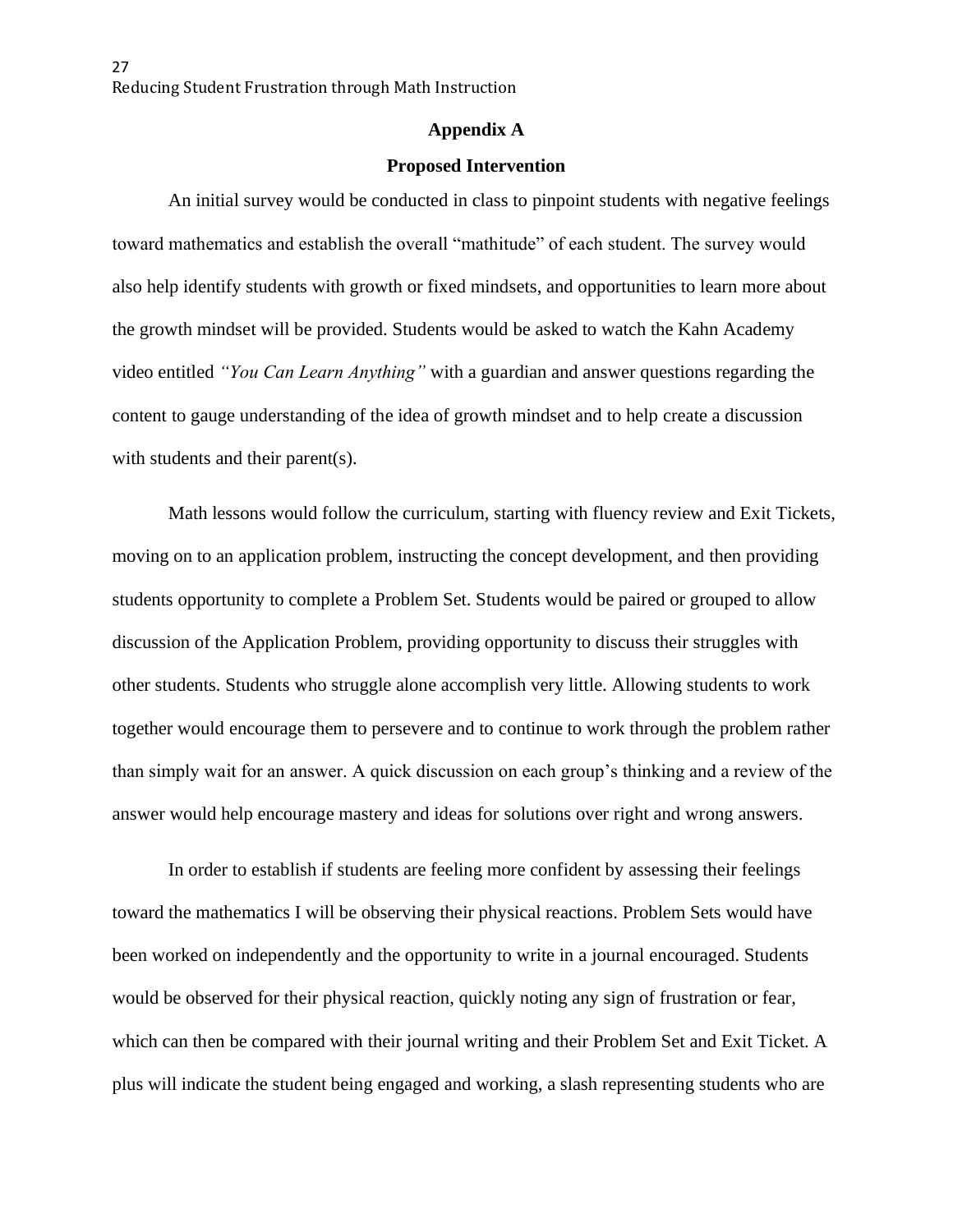## Appendix A

### Proposed Intervention

An initial survey would be conducted in class to pinpoint students with negative feelings toward mathematics and establish the overall "mathitude" of each student. The survey would also help identify students with growth or fixed mindsets, and opportunities to learn more about the growth mindset will be provided. Students would be asked to watch the Kahn Academy video entitled *"You Can Learn Anything"* with a guardian and answer questions regarding the content to gauge understanding of the idea of growth mindset and to help create a discussion with students and their parent(s).

Math lessons would follow the curriculum, starting with fluency review and Exit Tickets, moving on to an application problem, instructing the concept development, and then providing students opportunity to complete a Problem Set. Students would be paired or grouped to allow discussion of the Application Problem, providing opportunity to discuss their struggles with other students. Students who struggle alone accomplish very little. Allowing students to work together would encourage them to persevere and to continue to work through the problem rather than simply wait for an answer. A quick discussion on each group's thinking and a review of the answer would help encourage mastery and ideas for solutions over right and wrong answers.

In order to establish if students are feeling more confident by assessing their feelings toward the mathematics I will be observing their physical reactions. Problem Sets would have been worked on independently and the opportunity to write in a journal encouraged. Students would be observed for their physical reaction, quickly noting any sign of frustration or fear, which can then be compared with their journal writing and their Problem Set and Exit Ticket. A plus will indicate the student being engaged and working, a slash representing students who are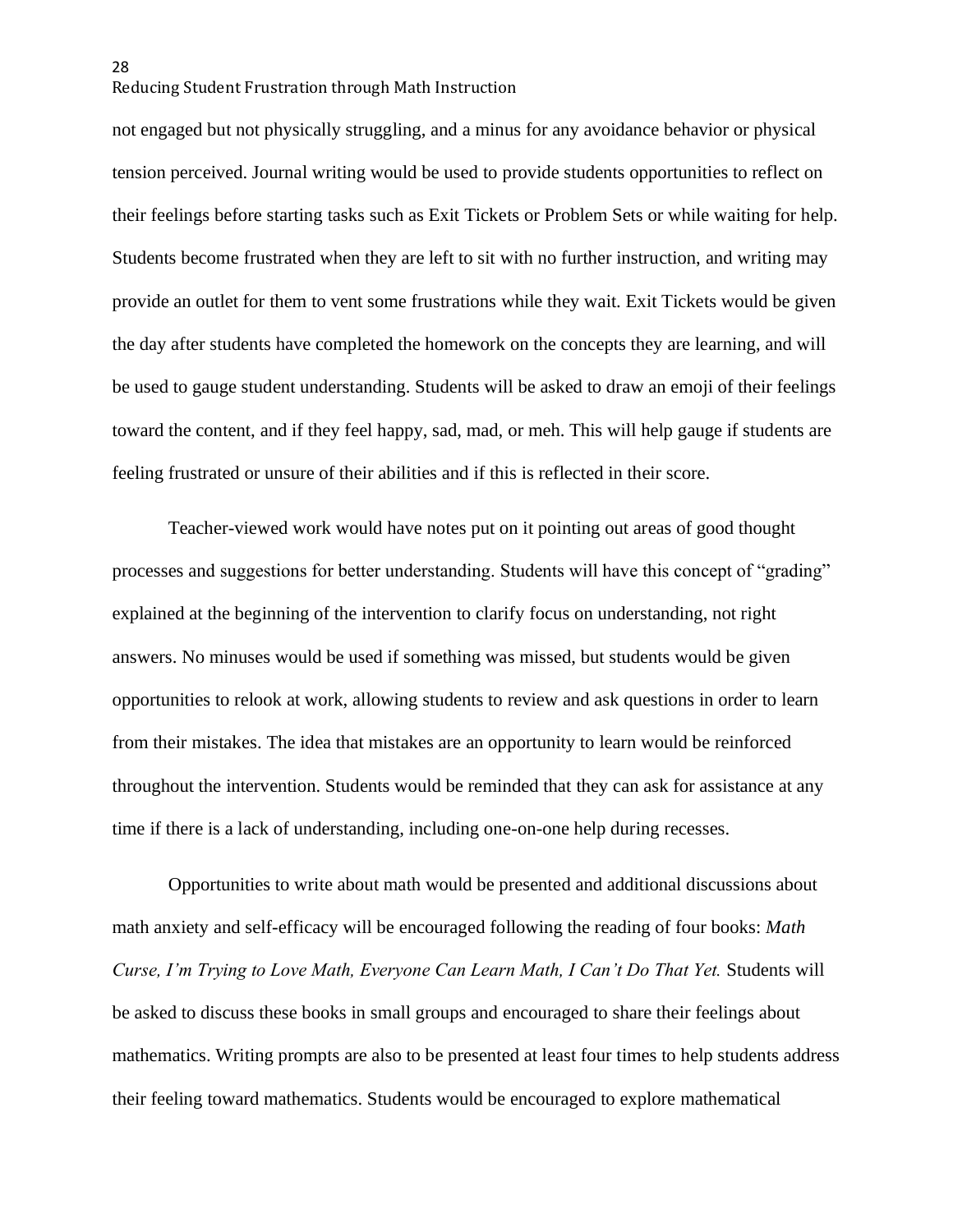not engaged but not physically struggling, and a minus for any avoidance behavior or physical tension perceived. Journal writing would be used to provide students opportunities to reflect on their feelings before starting tasks such as Exit Tickets or Problem Sets or while waiting for help. Students become frustrated when they are left to sit with no further instruction, and writing may provide an outlet for them to vent some frustrations while they wait. Exit Tickets would be given the day after students have completed the homework on the concepts they are learning, and will be used to gauge student understanding. Students will be asked to draw an emoji of their feelings toward the content, and if they feel happy, sad, mad, or meh. This will help gauge if students are feeling frustrated or unsure of their abilities and if this is reflected in their score.

Teacher-viewed work would have notes put on it pointing out areas of good thought processes and suggestions for better understanding. Students will have this concept of "grading" explained at the beginning of the intervention to clarify focus on understanding, not right answers. No minuses would be used if something was missed, but students would be given opportunities to relook at work, allowing students to review and ask questions in order to learn from their mistakes. The idea that mistakes are an opportunity to learn would be reinforced throughout the intervention. Students would be reminded that they can ask for assistance at any time if there is a lack of understanding, including one-on-one help during recesses.

Opportunities to write about math would be presented and additional discussions about math anxiety and self-efficacy will be encouraged following the reading of four books: *Math Curse, I'm Trying to Love Math, Everyone Can Learn Math, I Can't Do That Yet.* Students will be asked to discuss these books in small groups and encouraged to share their feelings about mathematics. Writing prompts are also to be presented at least four times to help students address their feeling toward mathematics. Students would be encouraged to explore mathematical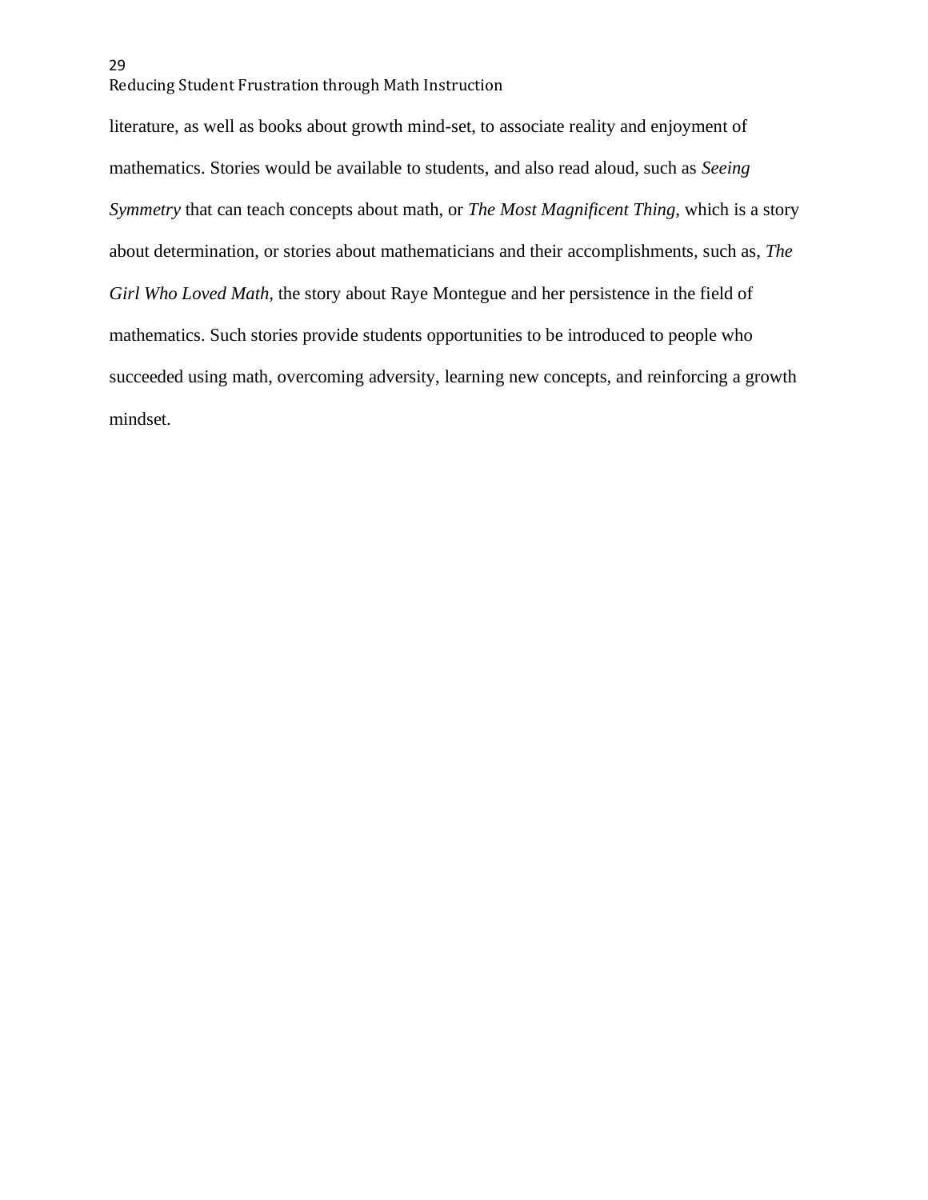literature, as well as books about growth mind-set, to associate reality and enjoyment of mathematics. Stories would be available to students, and also read aloud, such as *Seeing Symmetry* that can teach concepts about math, or *The Most Magnificent Thing,* which is a story about determination, or stories about mathematicians and their accomplishments, such as, *The Girl Who Loved Math*, the story about Raye Montegue and her persistence in the field of mathematics. Such stories provide students opportunities to be introduced to people who succeeded using math, overcoming adversity, learning new concepts, and reinforcing a growth mindset.